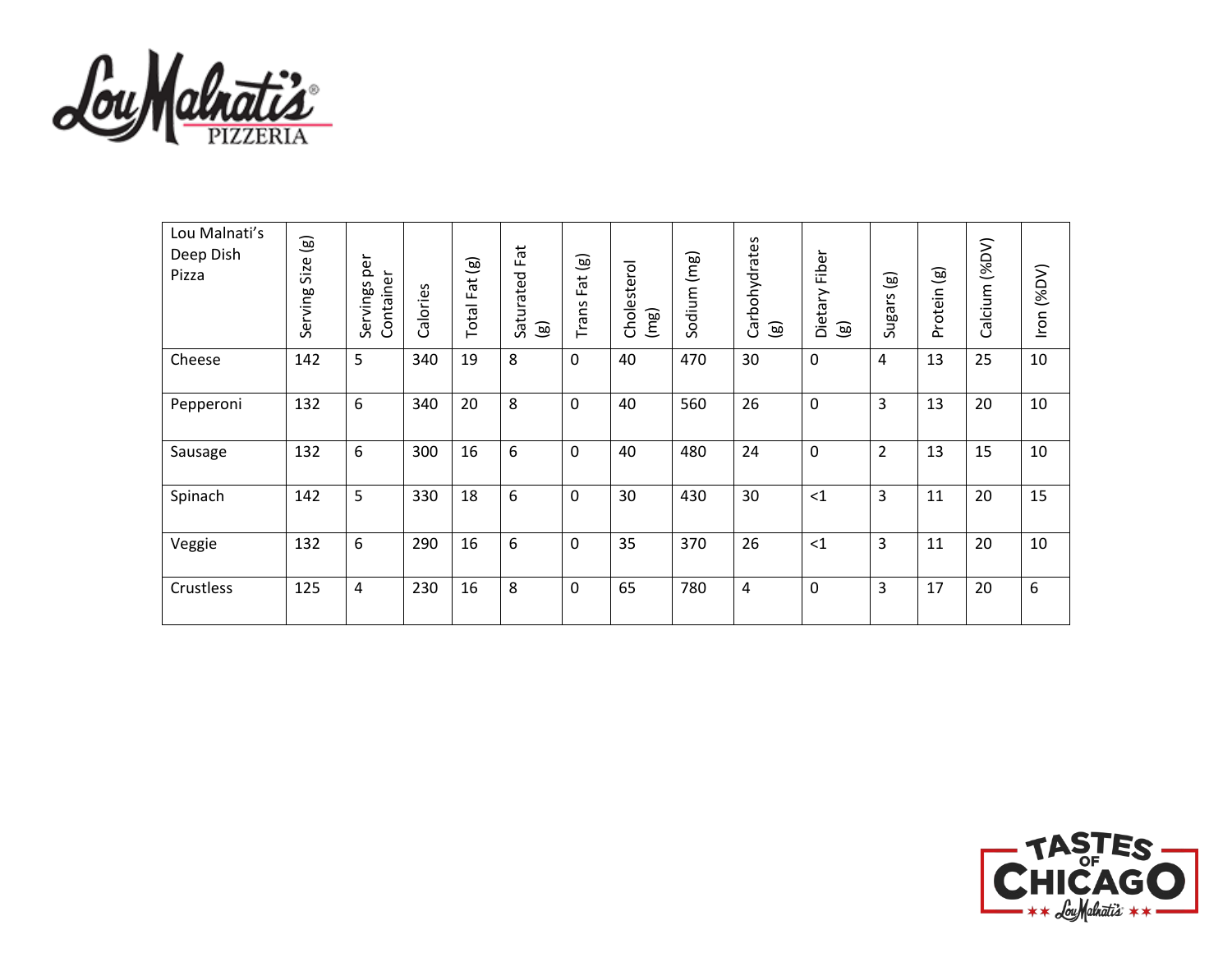| Lou Malnati's Deep Dish Pizza | Serving Size (g) | Servings per Container | Calories | Total Fat (g) | Saturated Fat (g) | Trans Fat (g) | Cholesterol (mg) | Sodium (mg) | Carbohydrates (g) | Dietary Fiber (g) | Sugars (g) | Protein (g) | Calcium (%DV) | Iron (%DV) |
|---|---|---|---|---|---|---|---|---|---|---|---|---|---|---|
| Cheese | 142 | 5 | 340 | 19 | 8 | 0 | 40 | 470 | 30 | 0 | 4 | 13 | 25 | 10 |
| Pepperoni | 132 | 6 | 340 | 20 | 8 | 0 | 40 | 560 | 26 | 0 | 3 | 13 | 20 | 10 |
| Sausage | 132 | 6 | 300 | 16 | 6 | 0 | 40 | 480 | 24 | 0 | 2 | 13 | 15 | 10 |
| Spinach | 142 | 5 | 330 | 18 | 6 | 0 | 30 | 430 | 30 | <1 | 3 | 11 | 20 | 15 |
| Veggie | 132 | 6 | 290 | 16 | 6 | 0 | 35 | 370 | 26 | <1 | 3 | 11 | 20 | 10 |
| Crustless | 125 | 4 | 230 | 16 | 8 | 0 | 65 | 780 | 4 | 0 | 3 | 17 | 20 | 6 |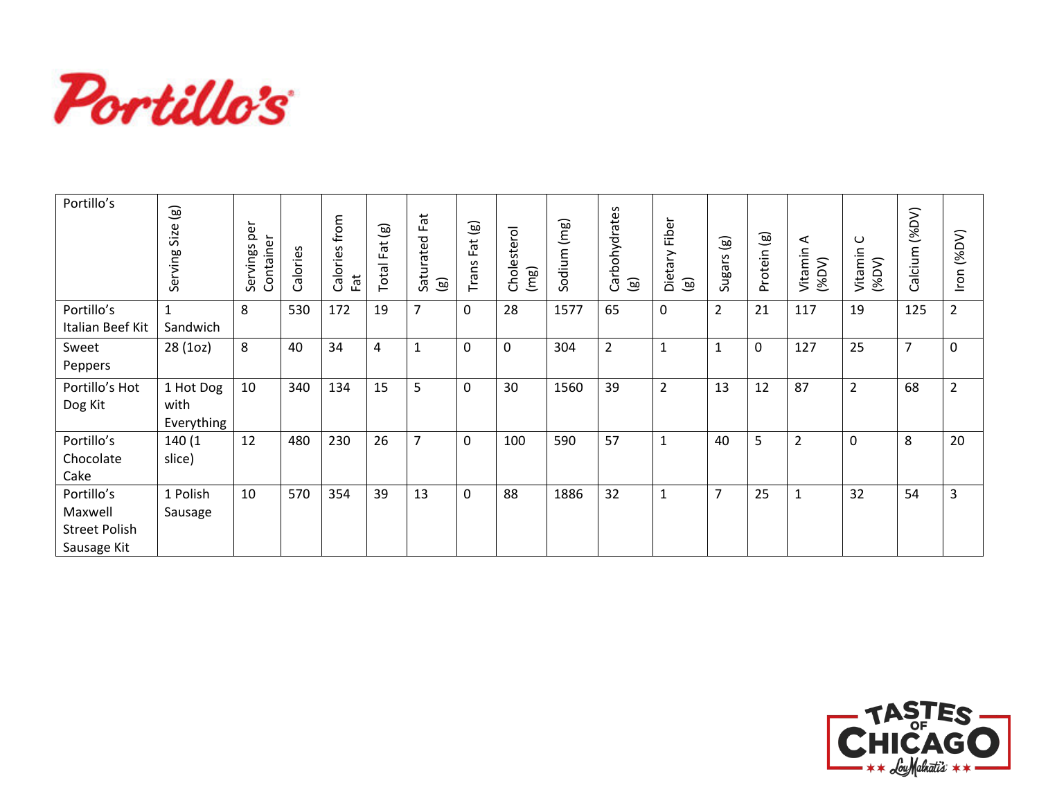# Portillo's

| Portillo's | Serving Size (g) | Servings per Container | Calories | Calories from Fat | Total Fat (g) | Saturated Fat (g) | Trans Fat (g) | Cholesterol (mg) | Sodium (mg) | Carbohydrates (g) | Dietary Fiber (g) | Sugars (g) | Protein (g) | Vitamin A (%DV) | Vitamin C (%DV) | Calcium (%DV) | Iron (%DV) |
|---|---|---|---|---|---|---|---|---|---|---|---|---|---|---|---|---|---|
| Portillo's Italian Beef Kit | 1 Sandwich | 8 | 530 | 172 | 19 | 7 | 0 | 28 | 1577 | 65 | 0 | 2 | 21 | 117 | 19 | 125 | 2 |
| Sweet Peppers | 28 (1oz) | 8 | 40 | 34 | 4 | 1 | 0 | 0 | 304 | 2 | 1 | 1 | 0 | 127 | 25 | 7 | 0 |
| Portillo's Hot Dog Kit | 1 Hot Dog with Everything | 10 | 340 | 134 | 15 | 5 | 0 | 30 | 1560 | 39 | 2 | 13 | 12 | 87 | 2 | 68 | 2 |
| Portillo's Chocolate Cake | 140 (1 slice) | 12 | 480 | 230 | 26 | 7 | 0 | 100 | 590 | 57 | 1 | 40 | 5 | 2 | 0 | 8 | 20 |
| Portillo's Maxwell Street Polish Sausage Kit | 1 Polish Sausage | 10 | 570 | 354 | 39 | 13 | 0 | 88 | 1886 | 32 | 1 | 7 | 25 | 1 | 32 | 54 | 3 |

TASTES OF CHICAGO
Lou Malnati's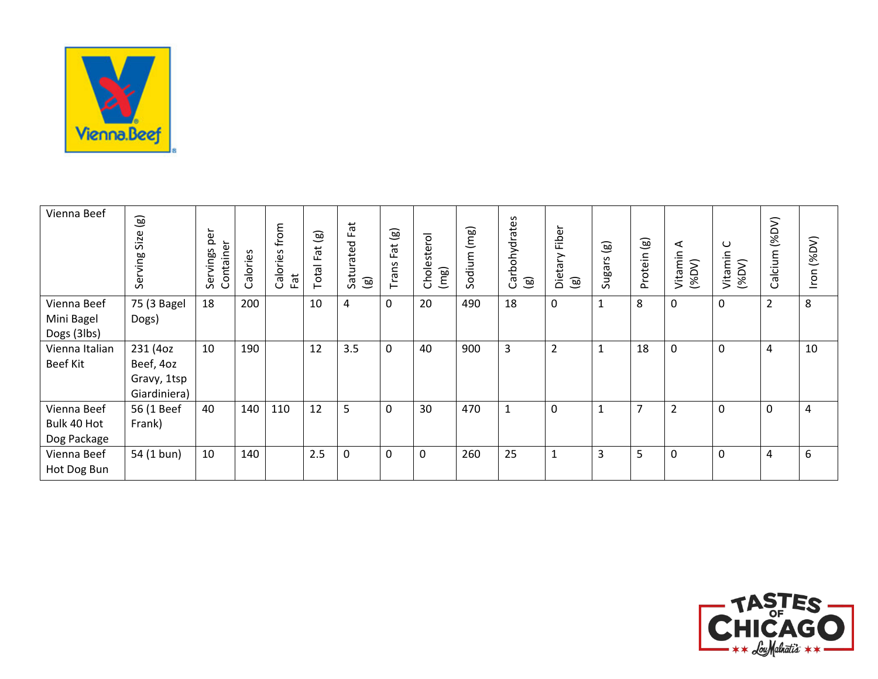| Vienna Beef | Serving Size (g) | Servings per Container | Calories | Calories from Fat | Total Fat (g) | Saturated Fat (g) | Trans Fat (g) | Cholesterol (mg) | Sodium (mg) | Carbohydrates (g) | Dietary Fiber (g) | Sugars (g) | Protein (g) | Vitamin A (%DV) | Vitamin C (%DV) | Calcium (%DV) | Iron (%DV) |
|---|---|---|---|---|---|---|---|---|---|---|---|---|---|---|---|---|---|
| Vienna Beef Mini Bagel Dogs (3lbs) | 75 (3 Bagel Dogs) | 18 | 200 | | 10 | 4 | 0 | 20 | 490 | 18 | 0 | 1 | 8 | 0 | 0 | 2 | 8 |
| Vienna Italian Beef Kit | 231 (4oz Beef, 4oz Gravy, 1tsp Giardiniera) | 10 | 190 | | 12 | 3.5 | 0 | 40 | 900 | 3 | 2 | 1 | 18 | 0 | 0 | 4 | 10 |
| Vienna Beef Bulk 40 Hot Dog Package | 56 (1 Beef Frank) | 40 | 140 | 110 | 12 | 5 | 0 | 30 | 470 | 1 | 0 | 1 | 7 | 2 | 0 | 0 | 4 |
| Vienna Beef Hot Dog Bun | 54 (1 bun) | 10 | 140 | | 2.5 | 0 | 0 | 0 | 260 | 25 | 1 | 3 | 5 | 0 | 0 | 4 | 6 |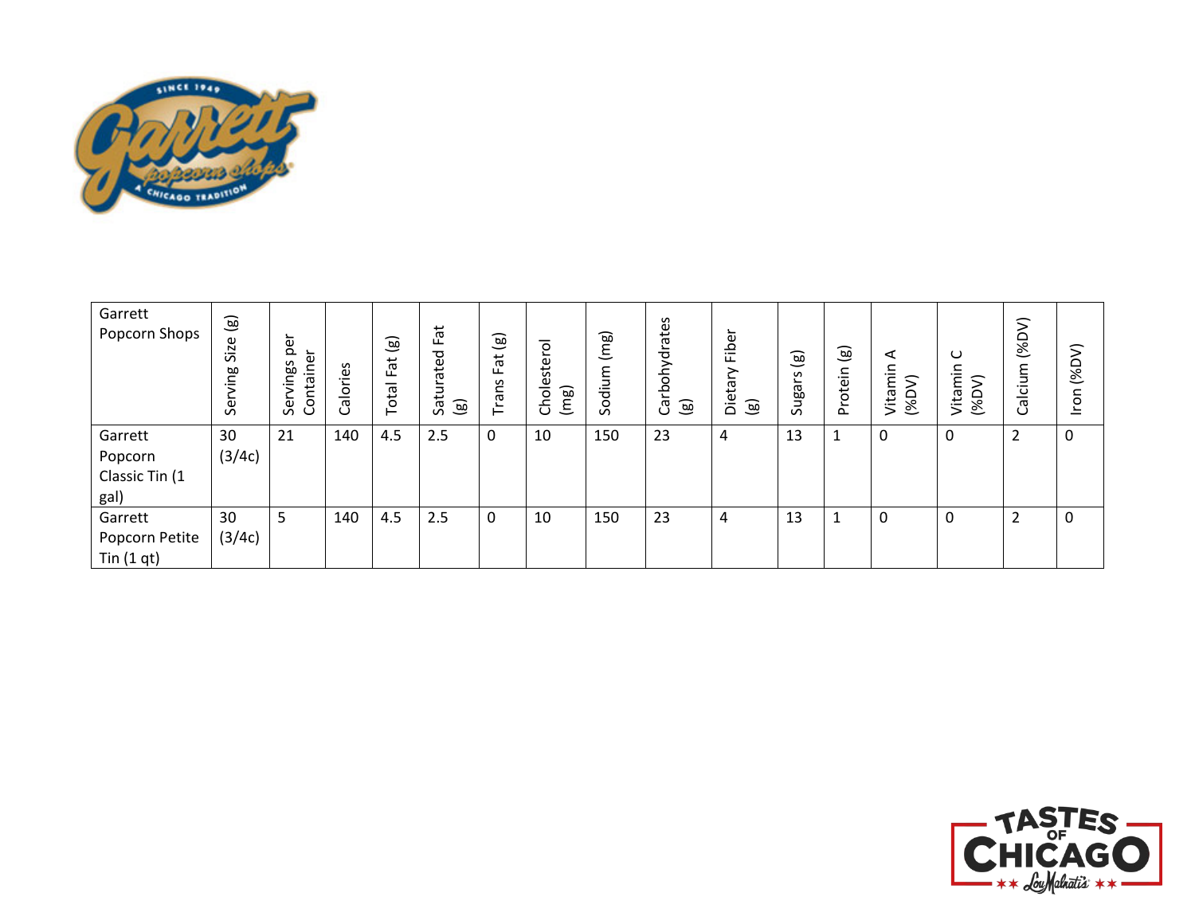| Garrett Popcorn Shops | Serving Size (g) | Servings per Container | Calories | Total Fat (g) | Saturated Fat (g) | Trans Fat (g) | Cholesterol (mg) | Sodium (mg) | Carbohydrates (g) | Dietary Fiber (g) | Sugars (g) | Protein (g) | Vitamin A (%DV) | Vitamin C (%DV) | Calcium (%DV) | Iron (%DV) |
|---|---|---|---|---|---|---|---|---|---|---|---|---|---|---|---|---|
| Garrett Popcorn Classic Tin (1 gal) | 30 (3/4c) | 21 | 140 | 4.5 | 2.5 | 0 | 10 | 150 | 23 | 4 | 13 | 1 | 0 | 0 | 2 | 0 |
| Garrett Popcorn Petite Tin (1 qt) | 30 (3/4c) | 5 | 140 | 4.5 | 2.5 | 0 | 10 | 150 | 23 | 4 | 13 | 1 | 0 | 0 | 2 | 0 |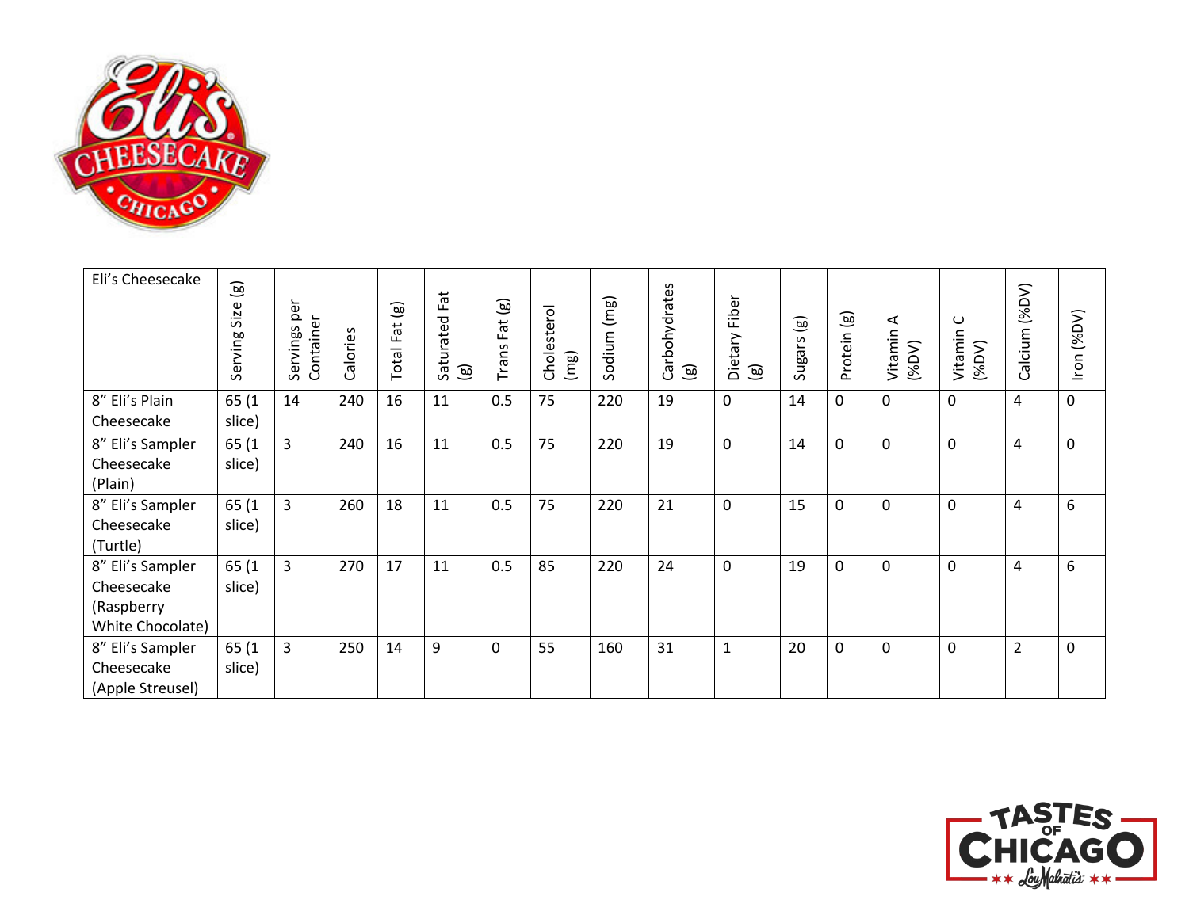| Eli's Cheesecake | Serving Size (g) | Servings per Container | Calories | Total Fat (g) | Saturated Fat (g) | Trans Fat (g) | Cholesterol (mg) | Sodium (mg) | Carbohydrates (g) | Dietary Fiber (g) | Sugars (g) | Protein (g) | Vitamin A (%DV) | Vitamin C (%DV) | Calcium (%DV) | Iron (%DV) |
|---|---|---|---|---|---|---|---|---|---|---|---|---|---|---|---|---|
| 8" Eli's Plain Cheesecake | 65 (1 slice) | 14 | 240 | 16 | 11 | 0.5 | 75 | 220 | 19 | 0 | 14 | 0 | 0 | 0 | 4 | 0 |
| 8" Eli's Sampler Cheesecake (Plain) | 65 (1 slice) | 3 | 240 | 16 | 11 | 0.5 | 75 | 220 | 19 | 0 | 14 | 0 | 0 | 0 | 4 | 0 |
| 8" Eli's Sampler Cheesecake (Turtle) | 65 (1 slice) | 3 | 260 | 18 | 11 | 0.5 | 75 | 220 | 21 | 0 | 15 | 0 | 0 | 0 | 4 | 6 |
| 8" Eli's Sampler Cheesecake (Raspberry White Chocolate) | 65 (1 slice) | 3 | 270 | 17 | 11 | 0.5 | 85 | 220 | 24 | 0 | 19 | 0 | 0 | 0 | 4 | 6 |
| 8" Eli's Sampler Cheesecake (Apple Streusel) | 65 (1 slice) | 3 | 250 | 14 | 9 | 0 | 55 | 160 | 31 | 1 | 20 | 0 | 0 | 0 | 2 | 0 |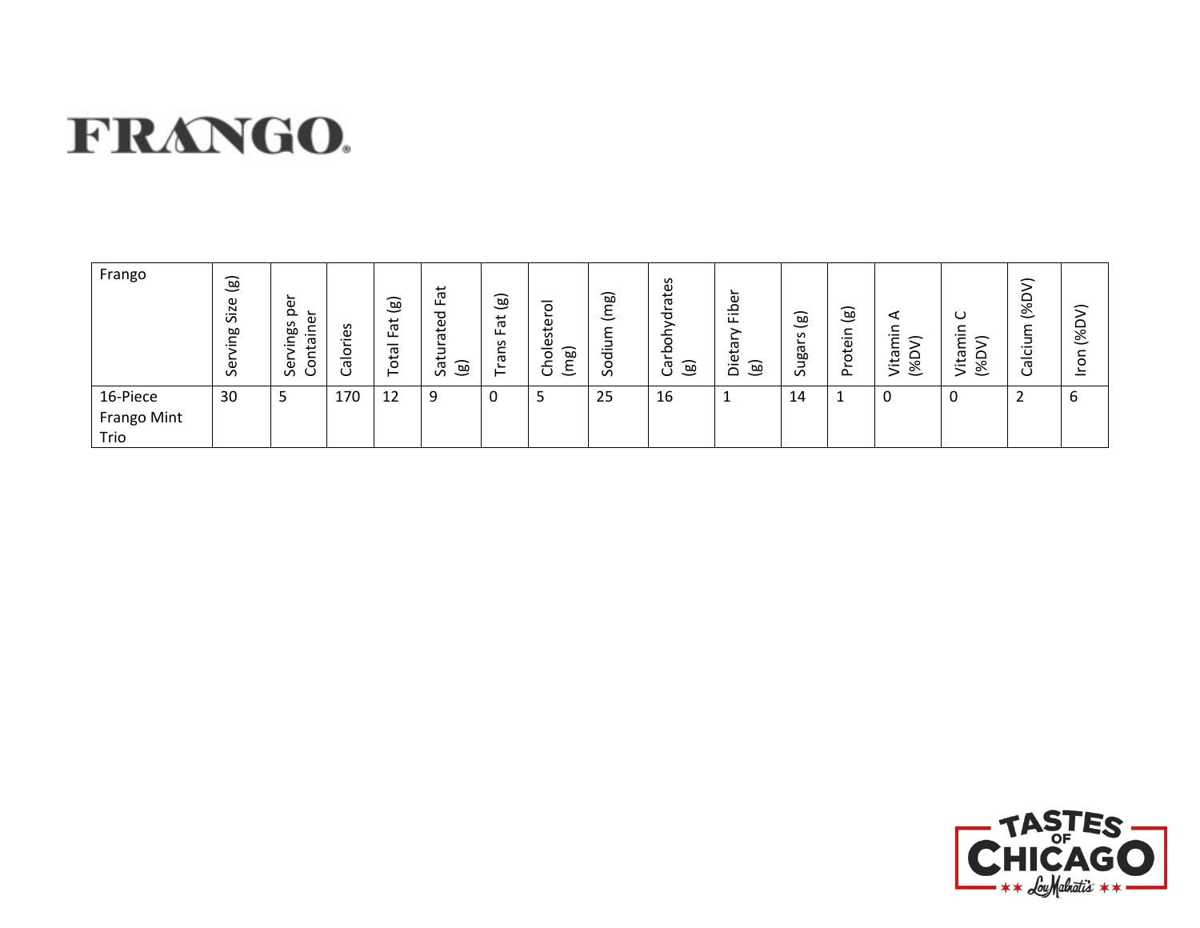# FRANGO

| Frango | Serving Size (g) | Servings per Container | Calories | Total Fat (g) | Saturated Fat (g) | Trans Fat (g) | Cholesterol (mg) | Sodium (mg) | Carbohydrates (g) | Dietary Fiber (g) | Sugars (g) | Protein (g) | Vitamin A (%DV) | Vitamin C (%DV) | Calcium (%DV) | Iron (%DV) |
|---|---|---|---|---|---|---|---|---|---|---|---|---|---|---|---|---|
| 16-Piece Frango Mint Trio | 30 | 5 | 170 | 12 | 9 | 0 | 5 | 25 | 16 | 1 | 14 | 1 | 0 | 0 | 2 | 6 |

TASTES OF CHICAGO ★★ Lou Malnati's ★★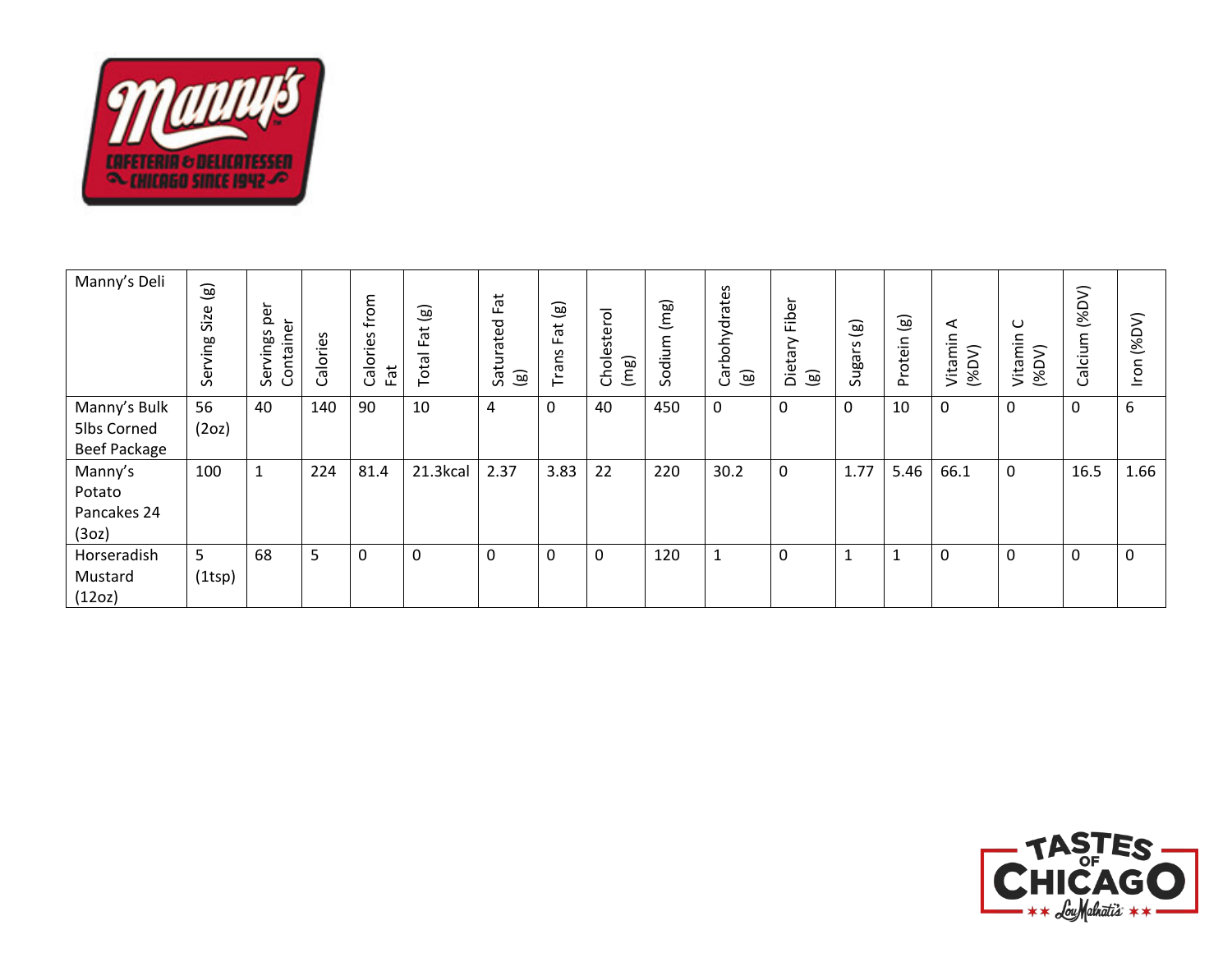| Manny's Deli | Serving Size (g) | Servings per Container | Calories | Calories from Fat | Total Fat (g) | Saturated Fat (g) | Trans Fat (g) | Cholesterol (mg) | Sodium (mg) | Carbohydrates (g) | Dietary Fiber (g) | Sugars (g) | Protein (g) | Vitamin A (%DV) | Vitamin C (%DV) | Calcium (%DV) | Iron (%DV) |
|---|---|---|---|---|---|---|---|---|---|---|---|---|---|---|---|---|---|
| Manny's Bulk 5lbs Corned Beef Package | 56 (2oz) | 40 | 140 | 90 | 10 | 4 | 0 | 40 | 450 | 0 | 0 | 0 | 10 | 0 | 0 | 0 | 6 |
| Manny's Potato Pancakes 24 (3oz) | 100 | 1 | 224 | 81.4 | 21.3kcal | 2.37 | 3.83 | 22 | 220 | 30.2 | 0 | 1.77 | 5.46 | 66.1 | 0 | 16.5 | 1.66 |
| Horseradish Mustard (12oz) | 5 (1tsp) | 68 | 5 | 0 | 0 | 0 | 0 | 0 | 120 | 1 | 0 | 1 | 1 | 0 | 0 | 0 | 0 |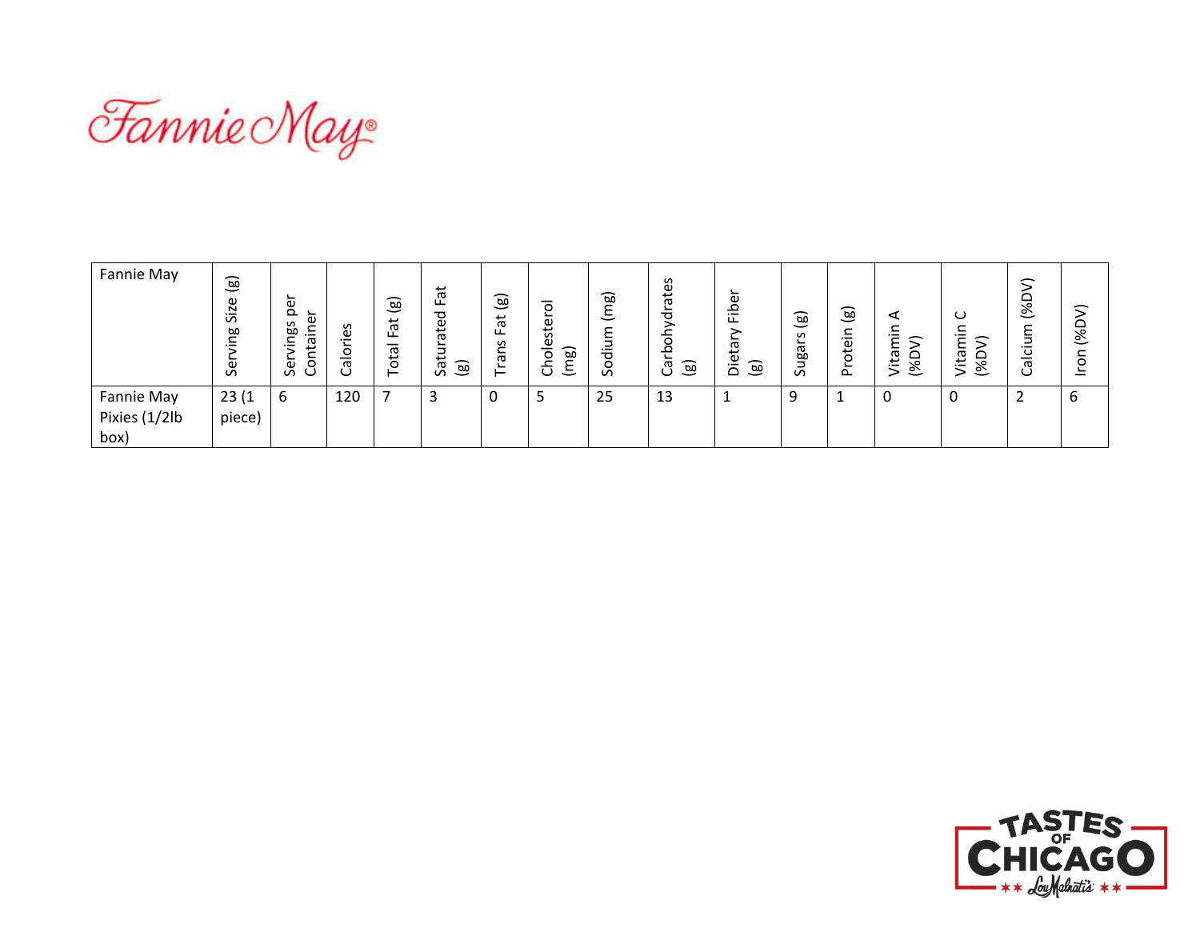Fannie May

| Fannie May | Serving Size (g) | Servings per Container | Calories | Total Fat (g) | Saturated Fat (g) | Trans Fat (g) | Cholesterol (mg) | Sodium (mg) | Carbohydrates (g) | Dietary Fiber (g) | Sugars (g) | Protein (g) | Vitamin A (%DV) | Vitamin C (%DV) | Calcium (%DV) | Iron (%DV) |
|---|---|---|---|---|---|---|---|---|---|---|---|---|---|---|---|---|
| Fannie May Pixies (1/2lb box) | 23 (1 piece) | 6 | 120 | 7 | 3 | 0 | 5 | 25 | 13 | 1 | 9 | 1 | 0 | 0 | 2 | 6 |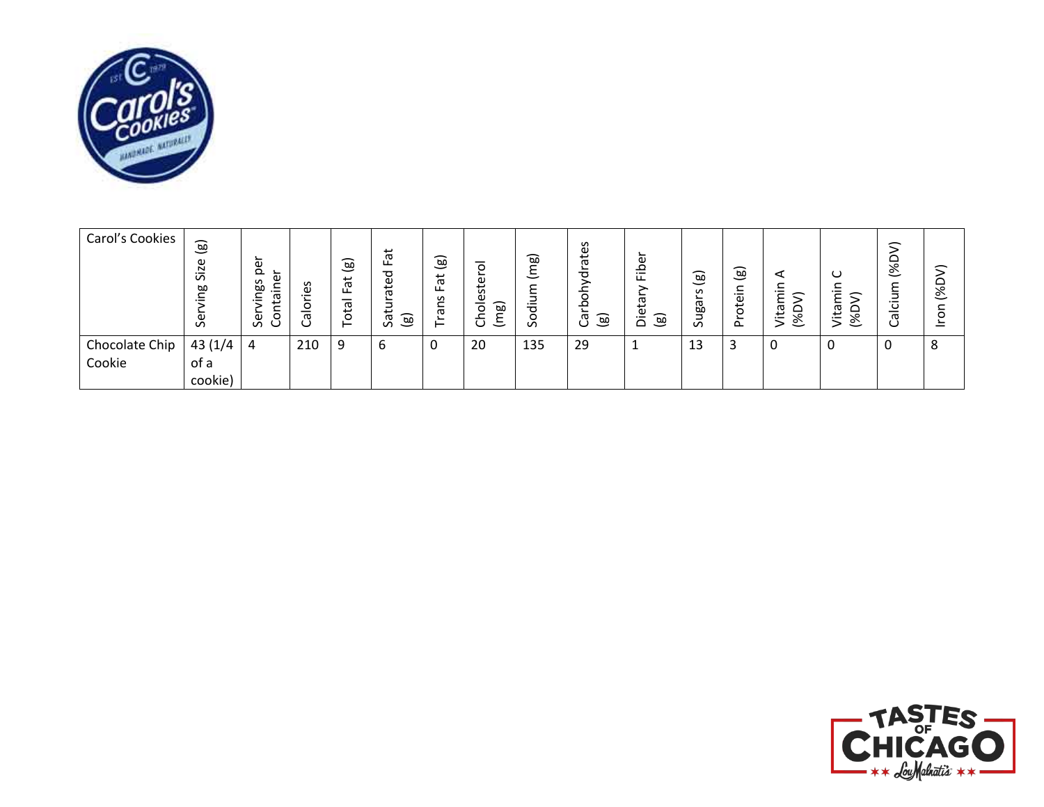| Carol's Cookies | Serving Size (g) | Servings per Container | Calories | Total Fat (g) | Saturated Fat (g) | Trans Fat (g) | Cholesterol (mg) | Sodium (mg) | Carbohydrates (g) | Dietary Fiber (g) | Sugars (g) | Protein (g) | Vitamin A (%DV) | Vitamin C (%DV) | Calcium (%DV) | Iron (%DV) |
|---|---|---|---|---|---|---|---|---|---|---|---|---|---|---|---|---|
| Chocolate Chip Cookie | 43 (1/4 of a cookie) | 4 | 210 | 9 | 6 | 0 | 20 | 135 | 29 | 1 | 13 | 3 | 0 | 0 | 0 | 8 |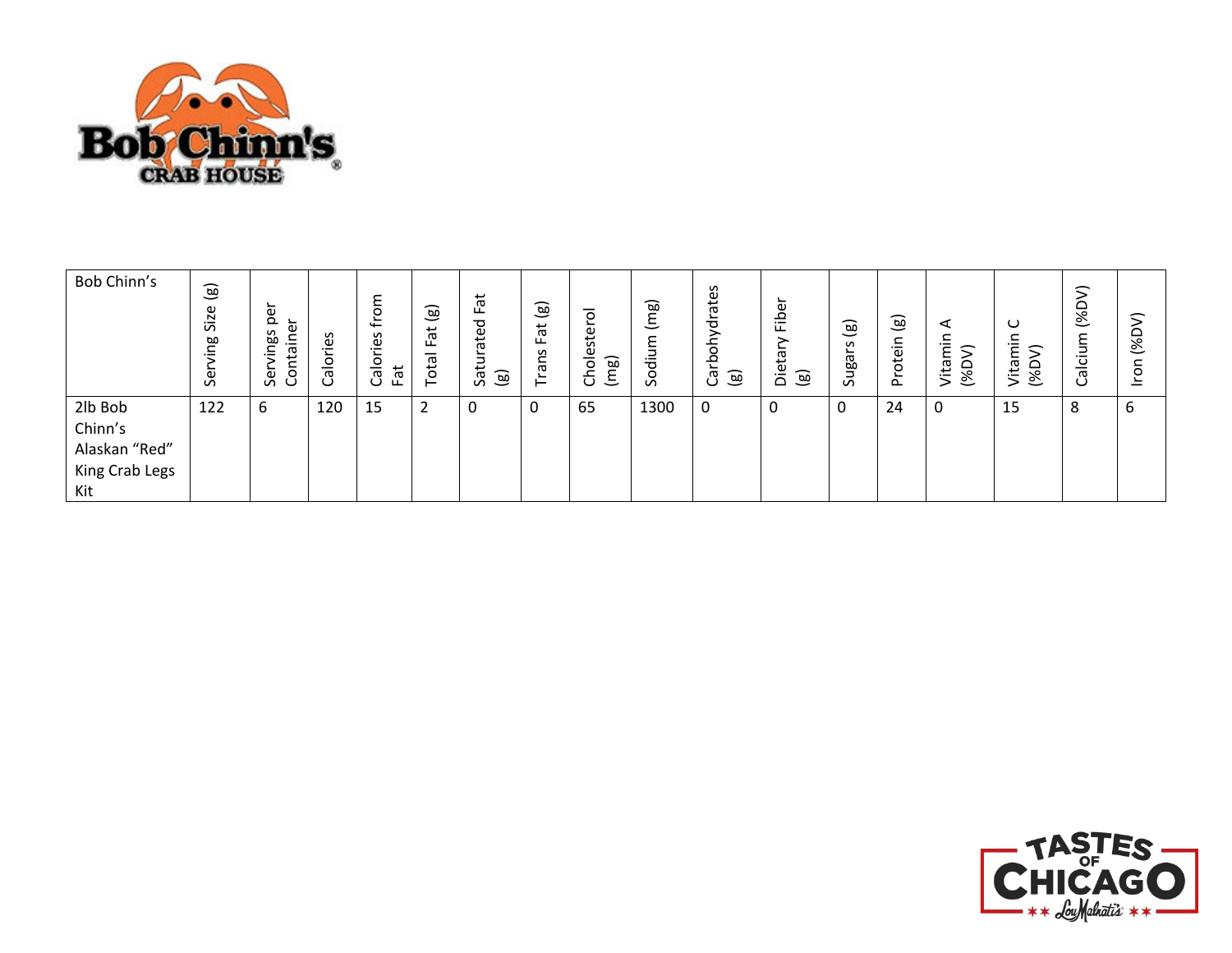| Bob Chinn's | Serving Size (g) | Servings per Container | Calories | Calories from Fat | Total Fat (g) | Saturated Fat (g) | Trans Fat (g) | Cholesterol (mg) | Sodium (mg) | Carbohydrates (g) | Dietary Fiber (g) | Sugars (g) | Protein (g) | Vitamin A (%DV) | Vitamin C (%DV) | Calcium (%DV) | Iron (%DV) |
|---|---|---|---|---|---|---|---|---|---|---|---|---|---|---|---|---|---|
| 2lb Bob Chinn's Alaskan "Red" King Crab Legs Kit | 122 | 6 | 120 | 15 | 2 | 0 | 0 | 65 | 1300 | 0 | 0 | 0 | 24 | 0 | 15 | 8 | 6 |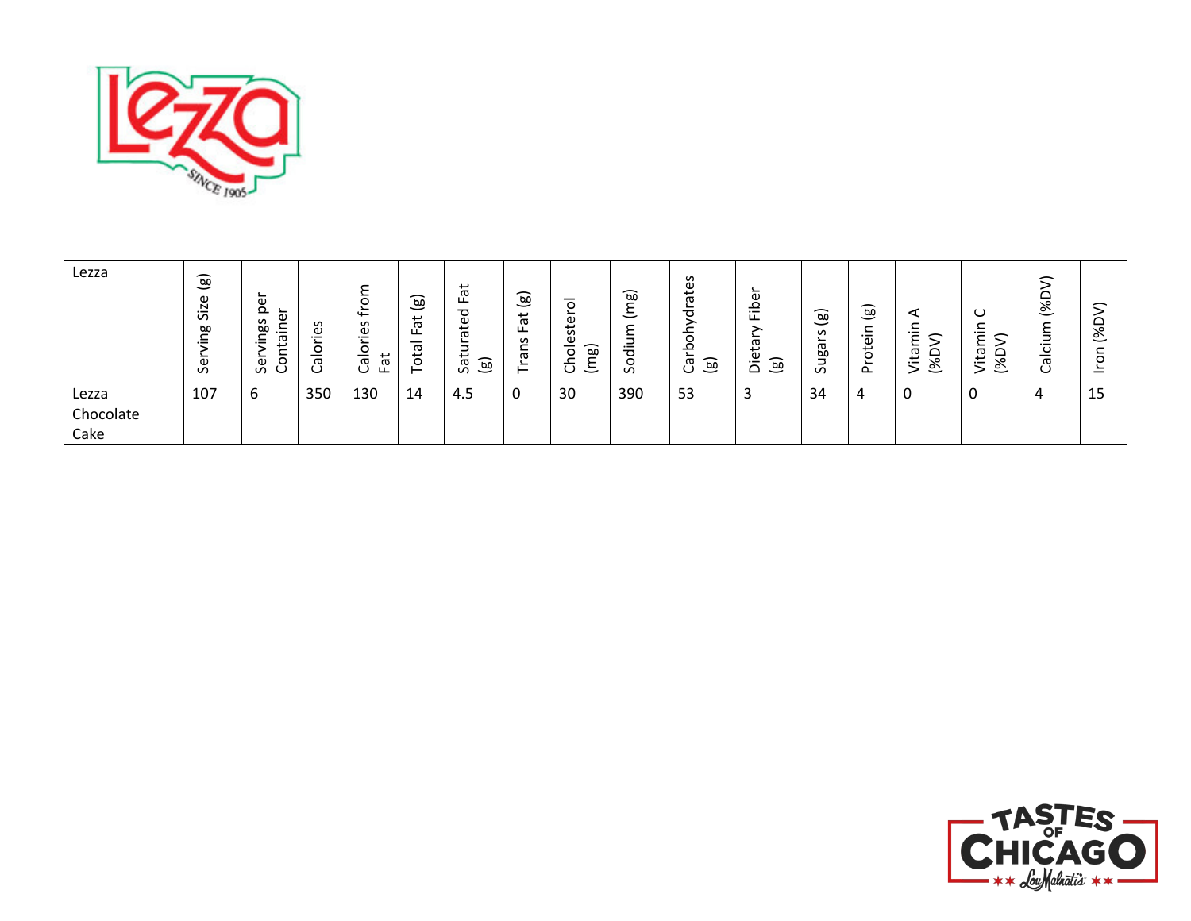| Lezza | Serving Size (g) | Servings per Container | Calories | Calories from Fat | Total Fat (g) | Saturated Fat (g) | Trans Fat (g) | Cholesterol (mg) | Sodium (mg) | Carbohydrates (g) | Dietary Fiber (g) | Sugars (g) | Protein (g) | Vitamin A (%DV) | Vitamin C (%DV) | Calcium (%DV) | Iron (%DV) |
|---|---|---|---|---|---|---|---|---|---|---|---|---|---|---|---|---|---|
| Lezza Chocolate Cake | 107 | 6 | 350 | 130 | 14 | 4.5 | 0 | 30 | 390 | 53 | 3 | 34 | 4 | 0 | 0 | 4 | 15 |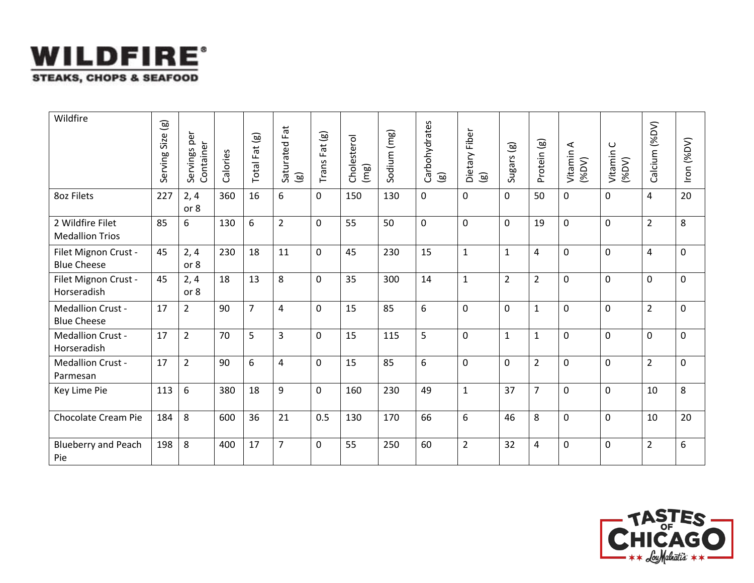# WILDFIRE

STEAKS, CHOPS & SEAFOOD

| Wildfire | Serving Size (g) | Servings per Container | Calories | Total Fat (g) | Saturated Fat (g) | Trans Fat (g) | Cholesterol (mg) | Sodium (mg) | Carbohydrates (g) | Dietary Fiber (g) | Sugars (g) | Protein (g) | Vitamin A (%DV) | Vitamin C (%DV) | Calcium (%DV) | Iron (%DV) |
|---|---|---|---|---|---|---|---|---|---|---|---|---|---|---|---|---|
| 8oz Filets | 227 | 2, 4 or 8 | 360 | 16 | 6 | 0 | 150 | 130 | 0 | 0 | 0 | 50 | 0 | 0 | 4 | 20 |
| 2 Wildfire Filet Medallion Trios | 85 | 6 | 130 | 6 | 2 | 0 | 55 | 50 | 0 | 0 | 0 | 19 | 0 | 0 | 2 | 8 |
| Filet Mignon Crust - Blue Cheese | 45 | 2, 4 or 8 | 230 | 18 | 11 | 0 | 45 | 230 | 15 | 1 | 1 | 4 | 0 | 0 | 4 | 0 |
| Filet Mignon Crust - Horseradish | 45 | 2, 4 or 8 | 18 | 13 | 8 | 0 | 35 | 300 | 14 | 1 | 2 | 2 | 0 | 0 | 0 | 0 |
| Medallion Crust - Blue Cheese | 17 | 2 | 90 | 7 | 4 | 0 | 15 | 85 | 6 | 0 | 0 | 1 | 0 | 0 | 2 | 0 |
| Medallion Crust - Horseradish | 17 | 2 | 70 | 5 | 3 | 0 | 15 | 115 | 5 | 0 | 1 | 1 | 0 | 0 | 0 | 0 |
| Medallion Crust - Parmesan | 17 | 2 | 90 | 6 | 4 | 0 | 15 | 85 | 6 | 0 | 0 | 2 | 0 | 0 | 2 | 0 |
| Key Lime Pie | 113 | 6 | 380 | 18 | 9 | 0 | 160 | 230 | 49 | 1 | 37 | 7 | 0 | 0 | 10 | 8 |
| Chocolate Cream Pie | 184 | 8 | 600 | 36 | 21 | 0.5 | 130 | 170 | 66 | 6 | 46 | 8 | 0 | 0 | 10 | 20 |
| Blueberry and Peach Pie | 198 | 8 | 400 | 17 | 7 | 0 | 55 | 250 | 60 | 2 | 32 | 4 | 0 | 0 | 2 | 6 |

TASTES OF CHICAGO ★★ Lou Malnati's ★★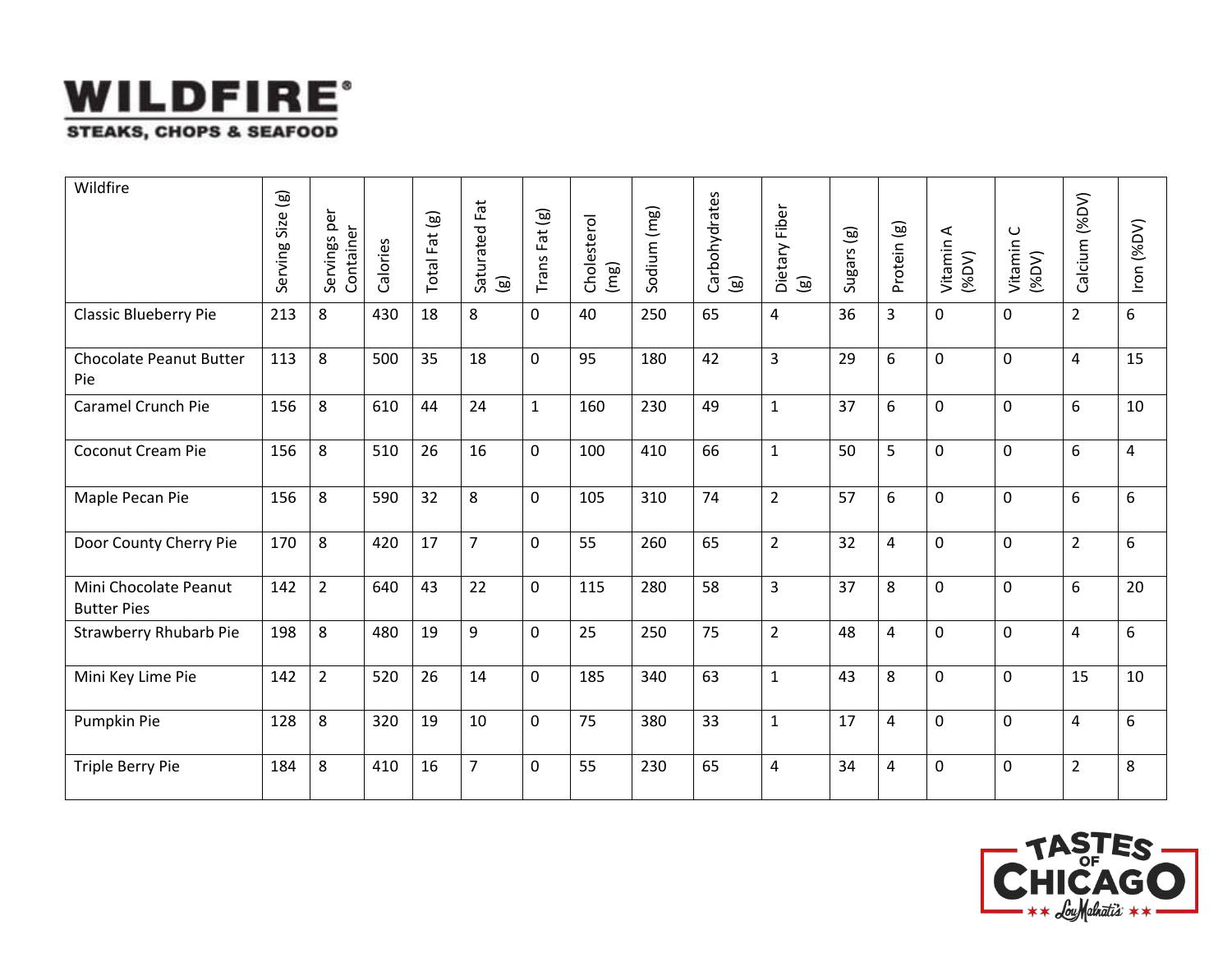# WILDFIRE®

STEAKS, CHOPS & SEAFOOD

| Wildfire | Serving Size (g) | Servings per Container | Calories | Total Fat (g) | Saturated Fat (g) | Trans Fat (g) | Cholesterol (mg) | Sodium (mg) | Carbohydrates (g) | Dietary Fiber (g) | Sugars (g) | Protein (g) | Vitamin A (%DV) | Vitamin C (%DV) | Calcium (%DV) | Iron (%DV) |
|---|---|---|---|---|---|---|---|---|---|---|---|---|---|---|---|---|
| Classic Blueberry Pie | 213 | 8 | 430 | 18 | 8 | 0 | 40 | 250 | 65 | 4 | 36 | 3 | 0 | 0 | 2 | 6 |
| Chocolate Peanut Butter Pie | 113 | 8 | 500 | 35 | 18 | 0 | 95 | 180 | 42 | 3 | 29 | 6 | 0 | 0 | 4 | 15 |
| Caramel Crunch Pie | 156 | 8 | 610 | 44 | 24 | 1 | 160 | 230 | 49 | 1 | 37 | 6 | 0 | 0 | 6 | 10 |
| Coconut Cream Pie | 156 | 8 | 510 | 26 | 16 | 0 | 100 | 410 | 66 | 1 | 50 | 5 | 0 | 0 | 6 | 4 |
| Maple Pecan Pie | 156 | 8 | 590 | 32 | 8 | 0 | 105 | 310 | 74 | 2 | 57 | 6 | 0 | 0 | 6 | 6 |
| Door County Cherry Pie | 170 | 8 | 420 | 17 | 7 | 0 | 55 | 260 | 65 | 2 | 32 | 4 | 0 | 0 | 2 | 6 |
| Mini Chocolate Peanut Butter Pies | 142 | 2 | 640 | 43 | 22 | 0 | 115 | 280 | 58 | 3 | 37 | 8 | 0 | 0 | 6 | 20 |
| Strawberry Rhubarb Pie | 198 | 8 | 480 | 19 | 9 | 0 | 25 | 250 | 75 | 2 | 48 | 4 | 0 | 0 | 4 | 6 |
| Mini Key Lime Pie | 142 | 2 | 520 | 26 | 14 | 0 | 185 | 340 | 63 | 1 | 43 | 8 | 0 | 0 | 15 | 10 |
| Pumpkin Pie | 128 | 8 | 320 | 19 | 10 | 0 | 75 | 380 | 33 | 1 | 17 | 4 | 0 | 0 | 4 | 6 |
| Triple Berry Pie | 184 | 8 | 410 | 16 | 7 | 0 | 55 | 230 | 65 | 4 | 34 | 4 | 0 | 0 | 2 | 8 |

TASTES OF CHICAGO ** Lou Malnati's **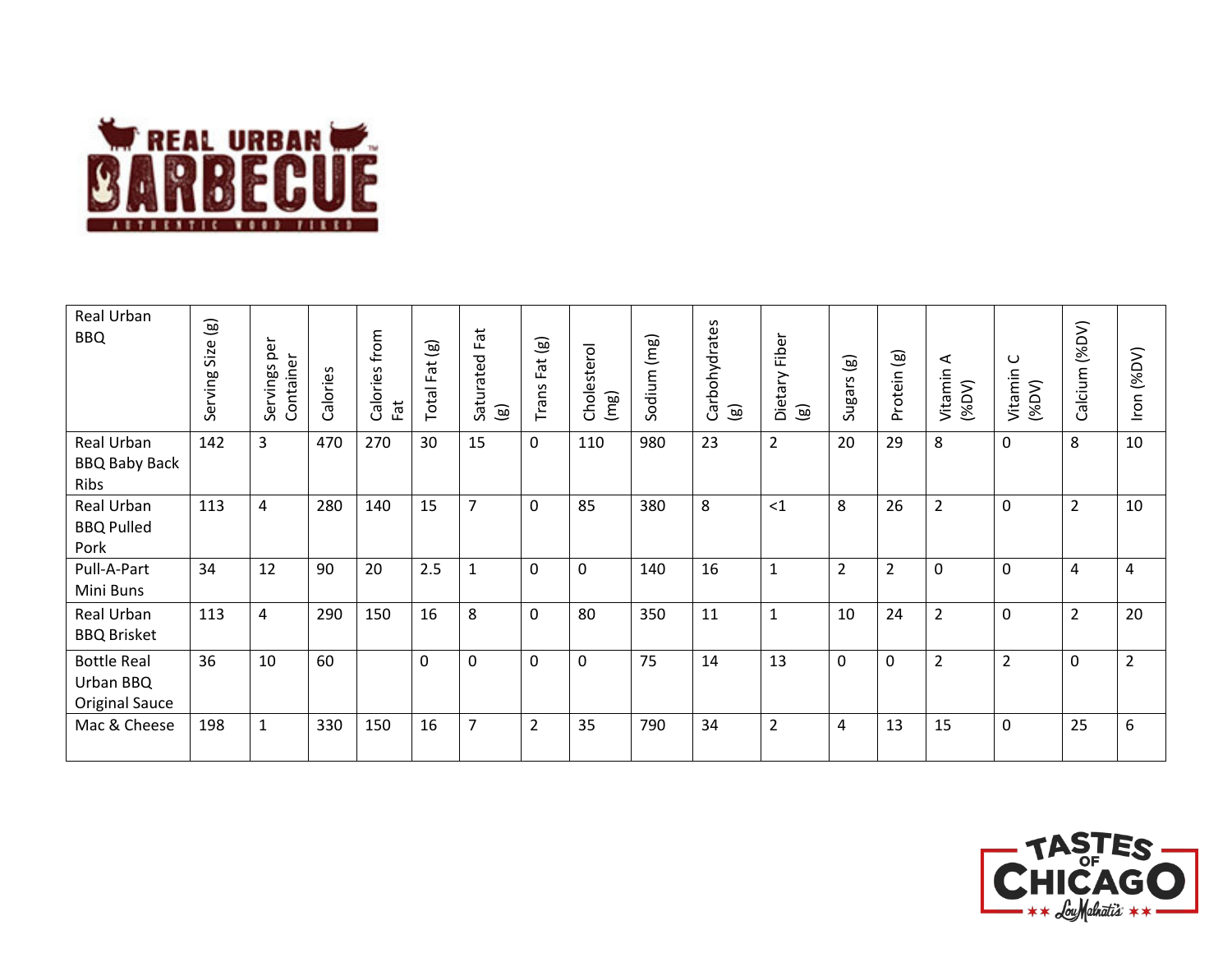| Real Urban BBQ | Serving Size (g) | Servings per Container | Calories | Calories from Fat | Total Fat (g) | Saturated Fat (g) | Trans Fat (g) | Cholesterol (mg) | Sodium (mg) | Carbohydrates (g) | Dietary Fiber (g) | Sugars (g) | Protein (g) | Vitamin A (%DV) | Vitamin C (%DV) | Calcium (%DV) | Iron (%DV) |
|---|---|---|---|---|---|---|---|---|---|---|---|---|---|---|---|---|---|
| Real Urban BBQ Baby Back Ribs | 142 | 3 | 470 | 270 | 30 | 15 | 0 | 110 | 980 | 23 | 2 | 20 | 29 | 8 | 0 | 8 | 10 |
| Real Urban BBQ Pulled Pork | 113 | 4 | 280 | 140 | 15 | 7 | 0 | 85 | 380 | 8 | <1 | 8 | 26 | 2 | 0 | 2 | 10 |
| Pull-A-Part Mini Buns | 34 | 12 | 90 | 20 | 2.5 | 1 | 0 | 0 | 140 | 16 | 1 | 2 | 2 | 0 | 0 | 4 | 4 |
| Real Urban BBQ Brisket | 113 | 4 | 290 | 150 | 16 | 8 | 0 | 80 | 350 | 11 | 1 | 10 | 24 | 2 | 0 | 2 | 20 |
| Bottle Real Urban BBQ Original Sauce | 36 | 10 | 60 | | 0 | 0 | 0 | 0 | 75 | 14 | 13 | 0 | 0 | 2 | 2 | 0 | 2 |
| Mac & Cheese | 198 | 1 | 330 | 150 | 16 | 7 | 2 | 35 | 790 | 34 | 2 | 4 | 13 | 15 | 0 | 25 | 6 |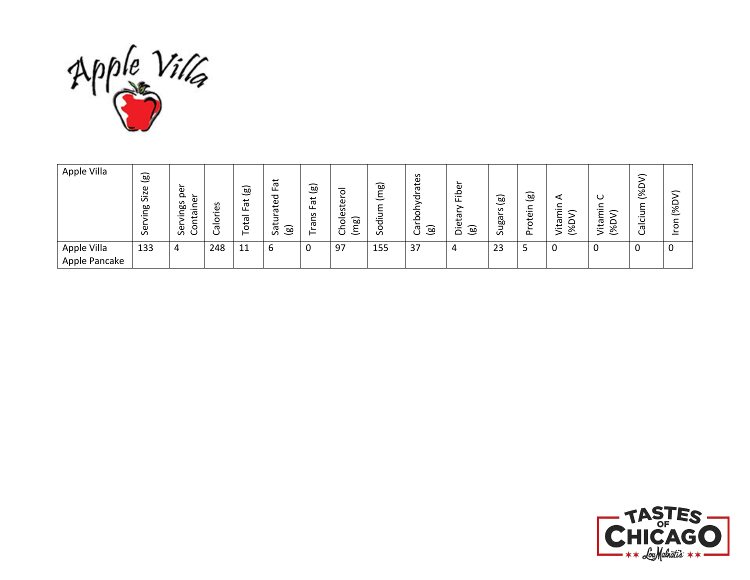| Apple Villa | Serving Size (g) | Servings per Container | Calories | Total Fat (g) | Saturated Fat (g) | Trans Fat (g) | Cholesterol (mg) | Sodium (mg) | Carbohydrates (g) | Dietary Fiber (g) | Sugars (g) | Protein (g) | Vitamin A (%DV) | Vitamin C (%DV) | Calcium (%DV) | Iron (%DV) |
|---|---|---|---|---|---|---|---|---|---|---|---|---|---|---|---|---|
| Apple Villa Apple Pancake | 133 | 4 | 248 | 11 | 6 | 0 | 97 | 155 | 37 | 4 | 23 | 5 | 0 | 0 | 0 | 0 |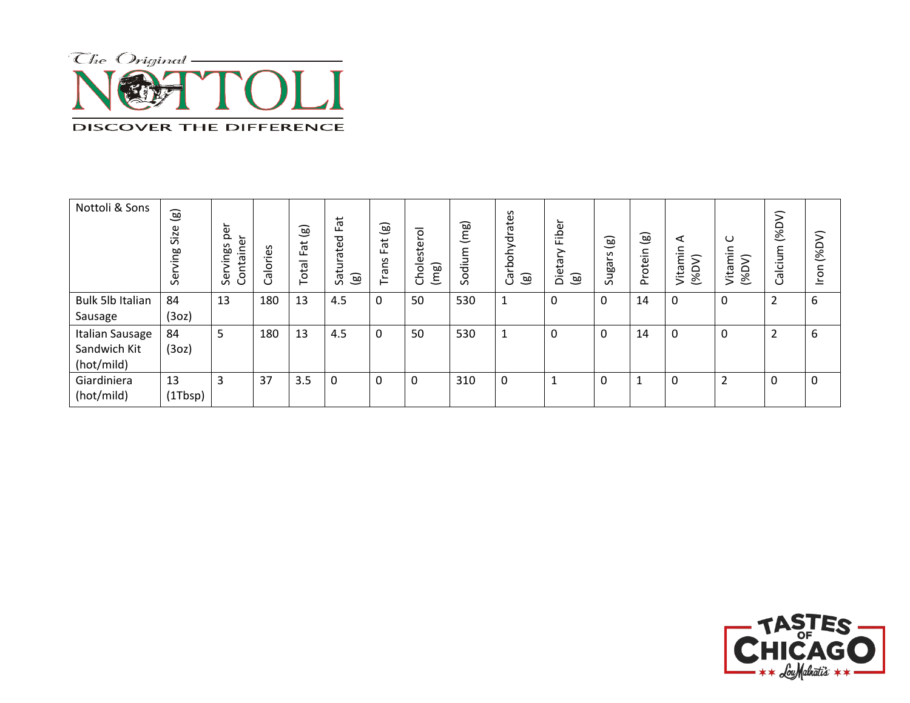The Original NOTTOLI

DISCOVER THE DIFFERENCE

| Nottoli & Sons | Serving Size (g) | Servings per Container | Calories | Total Fat (g) | Saturated Fat (g) | Trans Fat (g) | Cholesterol (mg) | Sodium (mg) | Carbohydrates (g) | Dietary Fiber (g) | Sugars (g) | Protein (g) | Vitamin A (%DV) | Vitamin C (%DV) | Calcium (%DV) | Iron (%DV) |
|---|---|---|---|---|---|---|---|---|---|---|---|---|---|---|---|---|
| Bulk 5lb Italian Sausage | 84 (3oz) | 13 | 180 | 13 | 4.5 | 0 | 50 | 530 | 1 | 0 | 0 | 14 | 0 | 0 | 2 | 6 |
| Italian Sausage Sandwich Kit (hot/mild) | 84 (3oz) | 5 | 180 | 13 | 4.5 | 0 | 50 | 530 | 1 | 0 | 0 | 14 | 0 | 0 | 2 | 6 |
| Giardiniera (hot/mild) | 13 (1Tbsp) | 3 | 37 | 3.5 | 0 | 0 | 0 | 310 | 0 | 1 | 0 | 1 | 0 | 2 | 0 | 0 |

TASTES OF CHICAGO ★★ Lou Malnati's ★★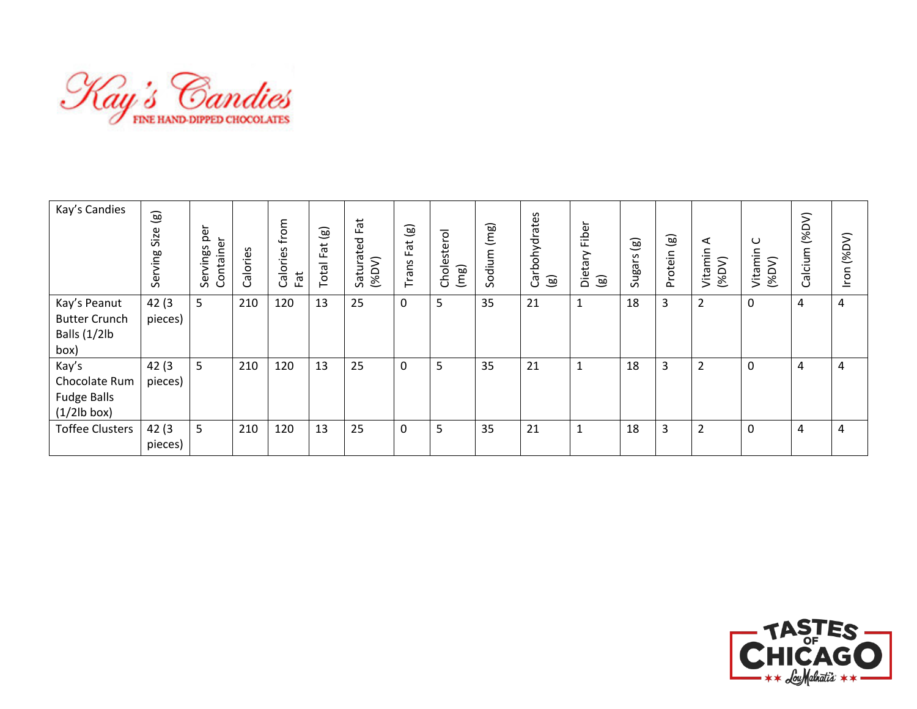Kay's Candies

FINE HAND-DIPPED CHOCOLATES

| Kay's Candies | Serving Size (g) | Servings per Container | Calories | Calories from Fat | Total Fat (g) | Saturated Fat (%DV) | Trans Fat (g) | Cholesterol (mg) | Sodium (mg) | Carbohydrates (g) | Dietary Fiber (g) | Sugars (g) | Protein (g) | Vitamin A (%DV) | Vitamin C (%DV) | Calcium (%DV) | Iron (%DV) |
|---|---|---|---|---|---|---|---|---|---|---|---|---|---|---|---|---|---|
| Kay's Peanut Butter Crunch Balls (1/2lb box) | 42 (3 pieces) | 5 | 210 | 120 | 13 | 25 | 0 | 5 | 35 | 21 | 1 | 18 | 3 | 2 | 0 | 4 | 4 |
| Kay's Chocolate Rum Fudge Balls (1/2lb box) | 42 (3 pieces) | 5 | 210 | 120 | 13 | 25 | 0 | 5 | 35 | 21 | 1 | 18 | 3 | 2 | 0 | 4 | 4 |
| Toffee Clusters | 42 (3 pieces) | 5 | 210 | 120 | 13 | 25 | 0 | 5 | 35 | 21 | 1 | 18 | 3 | 2 | 0 | 4 | 4 |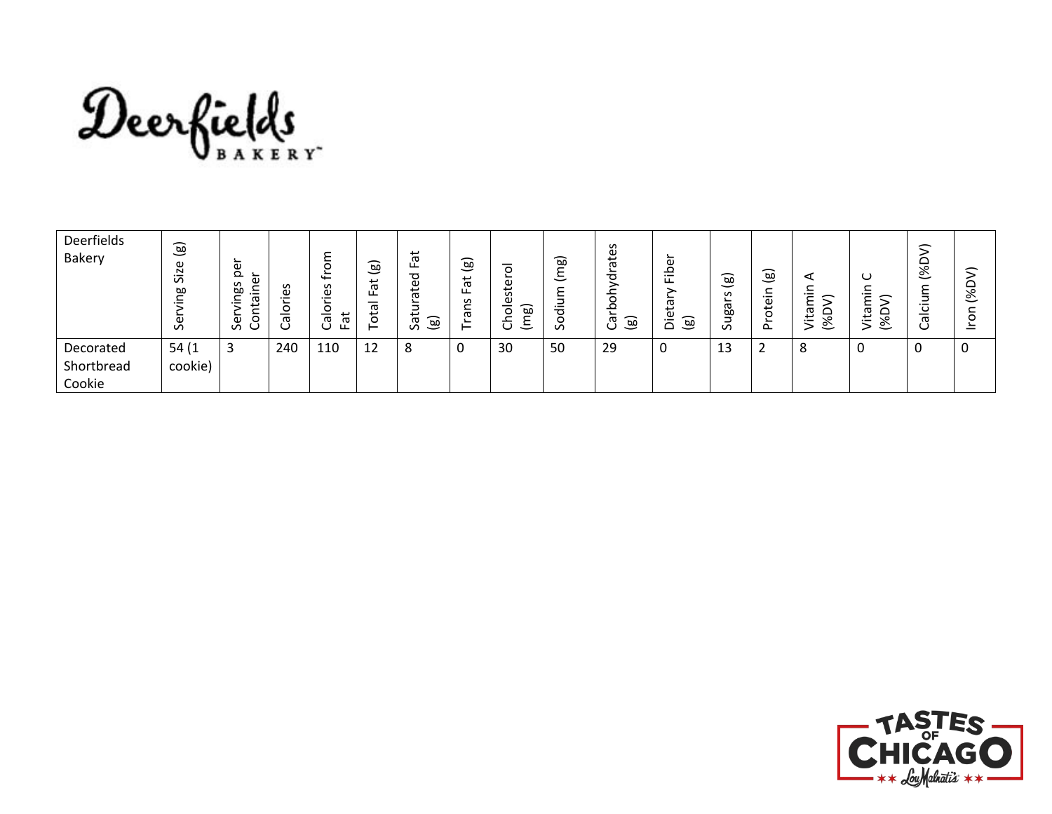Deerfields BAKERY

| Deerfields Bakery | Serving Size (g) | Servings per Container | Calories | Calories from Fat | Total Fat (g) | Saturated Fat (g) | Trans Fat (g) | Cholesterol (mg) | Sodium (mg) | Carbohydrates (g) | Dietary Fiber (g) | Sugars (g) | Protein (g) | Vitamin A (%DV) | Vitamin C (%DV) | Calcium (%DV) | Iron (%DV) |
|---|---|---|---|---|---|---|---|---|---|---|---|---|---|---|---|---|---|
| Decorated Shortbread Cookie | 54 (1 cookie) | 3 | 240 | 110 | 12 | 8 | 0 | 30 | 50 | 29 | 0 | 13 | 2 | 8 | 0 | 0 | 0 |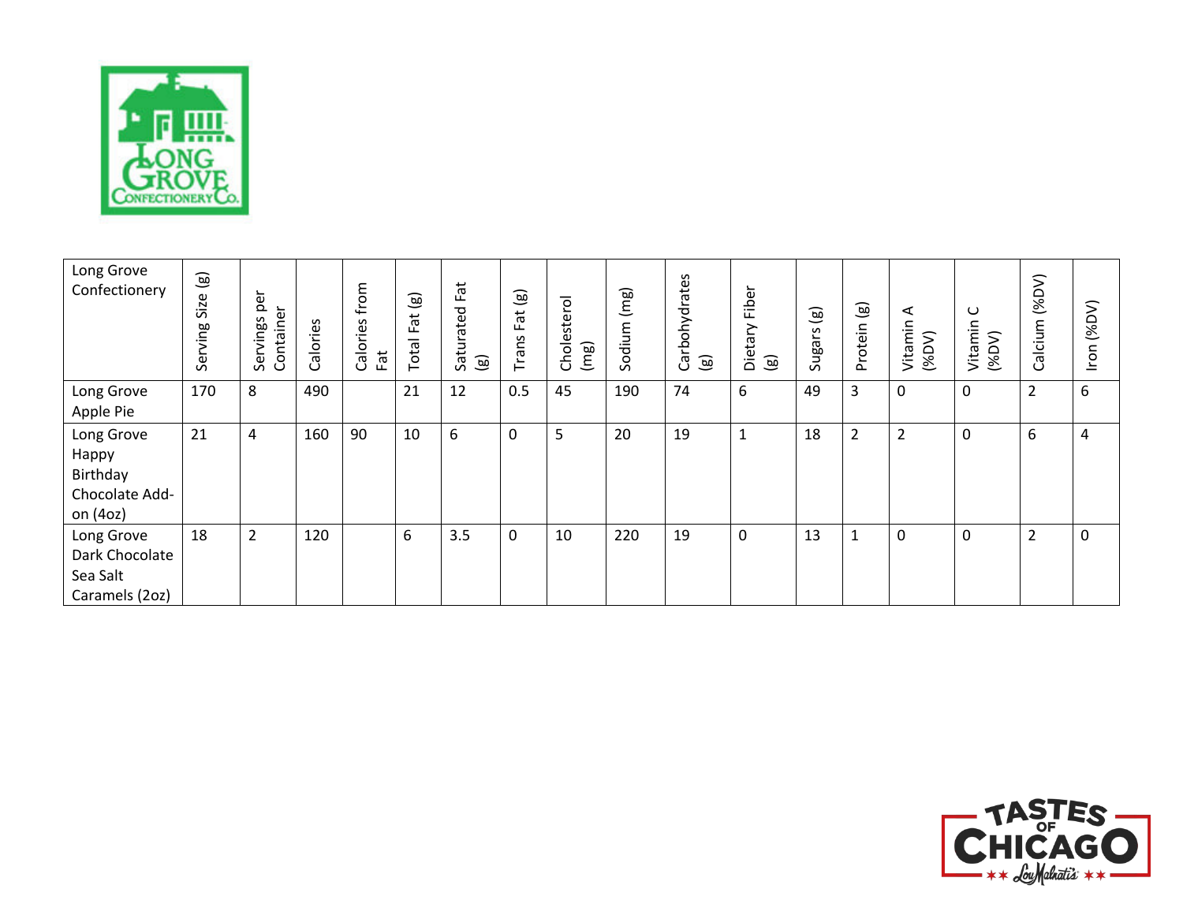| Long Grove Confectionery | Serving Size (g) | Servings per Container | Calories | Calories from Fat | Total Fat (g) | Saturated Fat (g) | Trans Fat (g) | Cholesterol (mg) | Sodium (mg) | Carbohydrates (g) | Dietary Fiber (g) | Sugars (g) | Protein (g) | Vitamin A (%DV) | Vitamin C (%DV) | Calcium (%DV) | Iron (%DV) |
|---|---|---|---|---|---|---|---|---|---|---|---|---|---|---|---|---|---|
| Long Grove Apple Pie | 170 | 8 | 490 | | 21 | 12 | 0.5 | 45 | 190 | 74 | 6 | 49 | 3 | 0 | 0 | 2 | 6 |
| Long Grove Happy Birthday Chocolate Add-on (4oz) | 21 | 4 | 160 | 90 | 10 | 6 | 0 | 5 | 20 | 19 | 1 | 18 | 2 | 2 | 0 | 6 | 4 |
| Long Grove Dark Chocolate Sea Salt Caramels (2oz) | 18 | 2 | 120 | | 6 | 3.5 | 0 | 10 | 220 | 19 | 0 | 13 | 1 | 0 | 0 | 2 | 0 |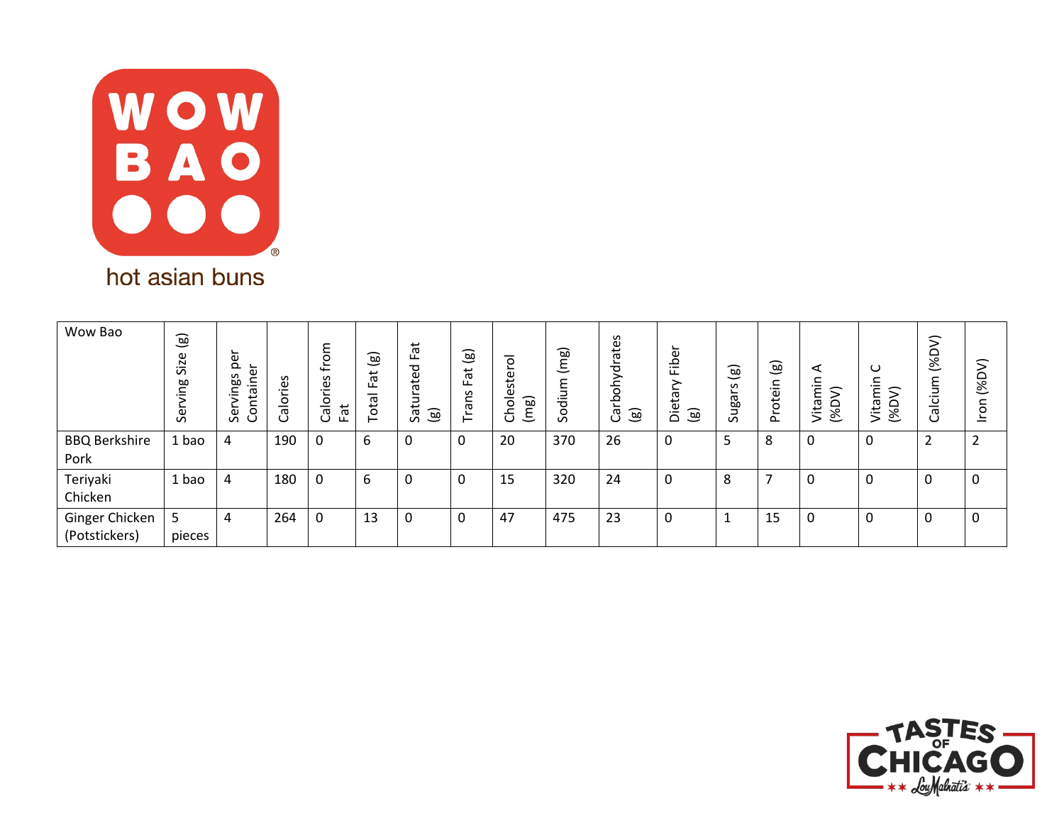hot asian buns

| Wow Bao | Serving Size (g) | Servings per Container | Calories | Calories from Fat | Total Fat (g) | Saturated Fat (g) | Trans Fat (g) | Cholesterol (mg) | Sodium (mg) | Carbohydrates (g) | Dietary Fiber (g) | Sugars (g) | Protein (g) | Vitamin A (%DV) | Vitamin C (%DV) | Calcium (%DV) | Iron (%DV) |
|---|---|---|---|---|---|---|---|---|---|---|---|---|---|---|---|---|---|
| BBQ Berkshire Pork | 1 bao | 4 | 190 | 0 | 6 | 0 | 0 | 20 | 370 | 26 | 0 | 5 | 8 | 0 | 0 | 2 | 2 |
| Teriyaki Chicken | 1 bao | 4 | 180 | 0 | 6 | 0 | 0 | 15 | 320 | 24 | 0 | 8 | 7 | 0 | 0 | 0 | 0 |
| Ginger Chicken (Potstickers) | 5 pieces | 4 | 264 | 0 | 13 | 0 | 0 | 47 | 475 | 23 | 0 | 1 | 15 | 0 | 0 | 0 | 0 |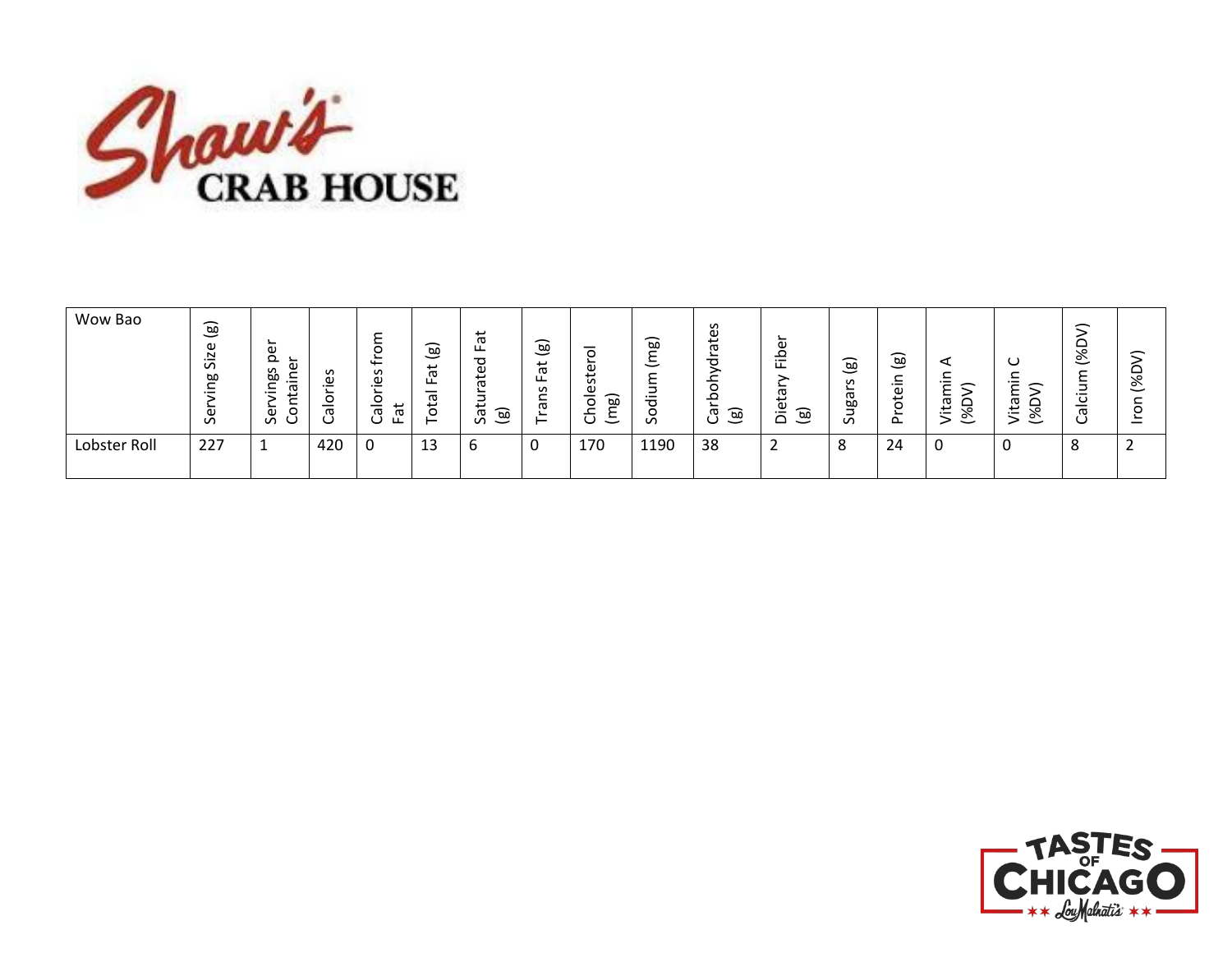Shaw's CRAB HOUSE

| Wow Bao | Serving Size (g) | Servings per Container | Calories | Calories from Fat | Total Fat (g) | Saturated Fat (g) | Trans Fat (g) | Cholesterol (mg) | Sodium (mg) | Carbohydrates (g) | Dietary Fiber (g) | Sugars (g) | Protein (g) | Vitamin A (%DV) | Vitamin C (%DV) | Calcium (%DV) | Iron (%DV) |
|---|---|---|---|---|---|---|---|---|---|---|---|---|---|---|---|---|---|
| Lobster Roll | 227 | 1 | 420 | 0 | 13 | 6 | 0 | 170 | 1190 | 38 | 2 | 8 | 24 | 0 | 0 | 8 | 2 |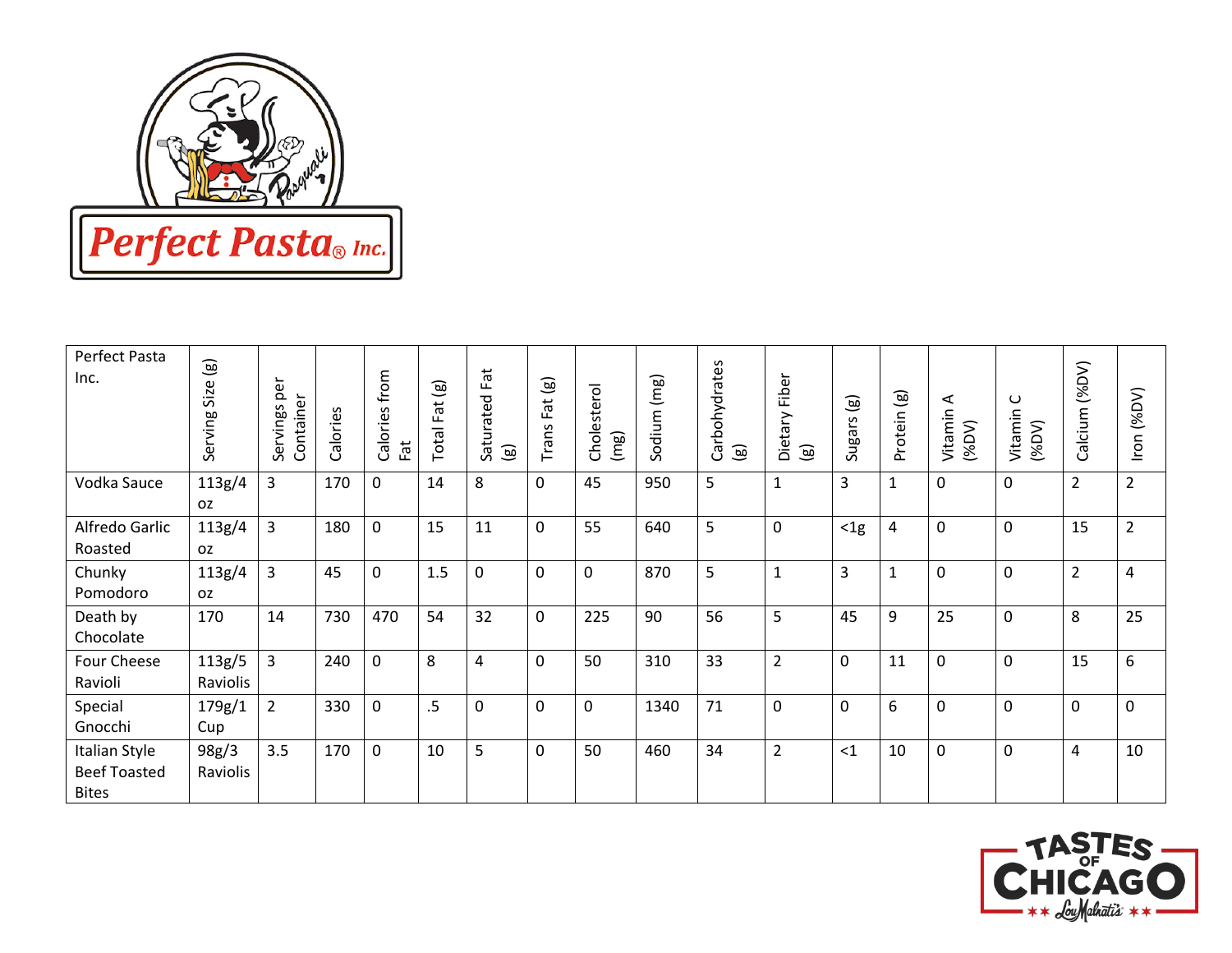Perfect Pasta® Inc.

| Perfect Pasta Inc. | Serving Size (g) | Servings per Container | Calories | Calories from Fat | Total Fat (g) | Saturated Fat (g) | Trans Fat (g) | Cholesterol (mg) | Sodium (mg) | Carbohydrates (g) | Dietary Fiber (g) | Sugars (g) | Protein (g) | Vitamin A (%DV) | Vitamin C (%DV) | Calcium (%DV) | Iron (%DV) |
|---|---|---|---|---|---|---|---|---|---|---|---|---|---|---|---|---|---|
| Vodka Sauce | 113g/4 oz | 3 | 170 | 0 | 14 | 8 | 0 | 45 | 950 | 5 | 1 | 3 | 1 | 0 | 0 | 2 | 2 |
| Alfredo Garlic Roasted | 113g/4 oz | 3 | 180 | 0 | 15 | 11 | 0 | 55 | 640 | 5 | 0 | <1g | 4 | 0 | 0 | 15 | 2 |
| Chunky Pomodoro | 113g/4 oz | 3 | 45 | 0 | 1.5 | 0 | 0 | 0 | 870 | 5 | 1 | 3 | 1 | 0 | 0 | 2 | 4 |
| Death by Chocolate | 170 | 14 | 730 | 470 | 54 | 32 | 0 | 225 | 90 | 56 | 5 | 45 | 9 | 25 | 0 | 8 | 25 |
| Four Cheese Ravioli | 113g/5 Raviolis | 3 | 240 | 0 | 8 | 4 | 0 | 50 | 310 | 33 | 2 | 0 | 11 | 0 | 0 | 15 | 6 |
| Special Gnocchi | 179g/1 Cup | 2 | 330 | 0 | .5 | 0 | 0 | 0 | 1340 | 71 | 0 | 0 | 6 | 0 | 0 | 0 | 0 |
| Italian Style Beef Toasted Bites | 98g/3 Raviolis | 3.5 | 170 | 0 | 10 | 5 | 0 | 50 | 460 | 34 | 2 | <1 | 10 | 0 | 0 | 4 | 10 |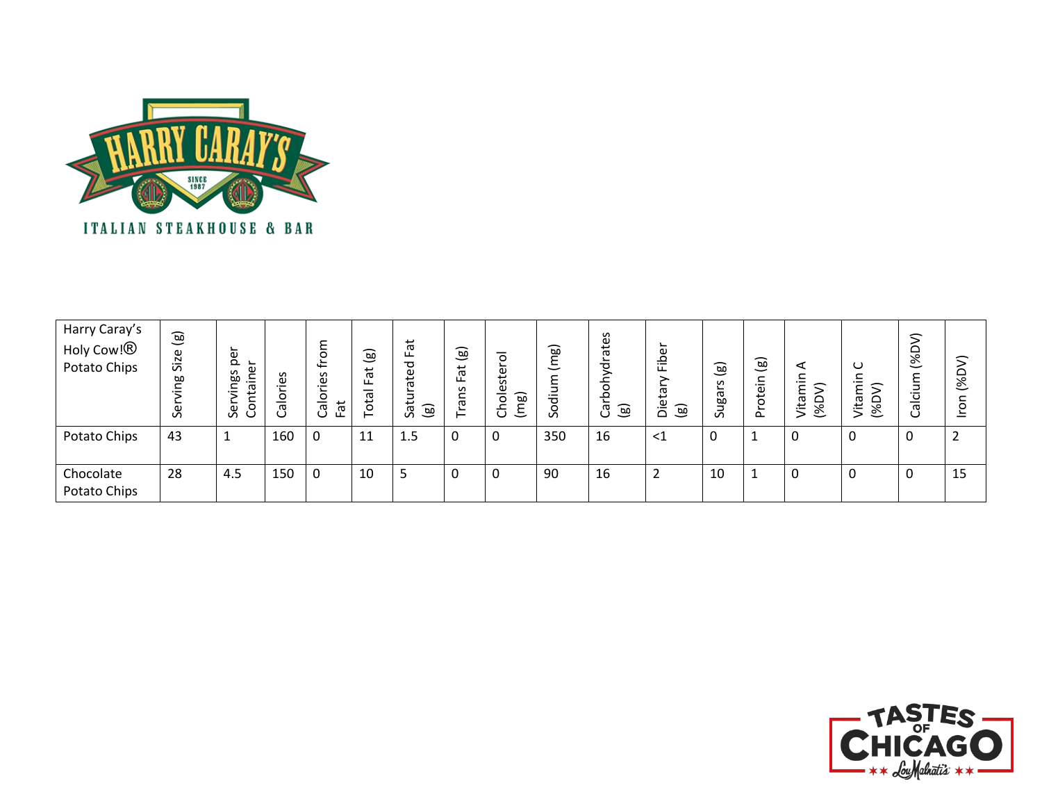| Harry Caray's Holy Cow!® Potato Chips | Serving Size (g) | Servings per Container | Calories | Calories from Fat | Total Fat (g) | Saturated Fat (g) | Trans Fat (g) | Cholesterol (mg) | Sodium (mg) | Carbohydrates (g) | Dietary Fiber (g) | Sugars (g) | Protein (g) | Vitamin A (%DV) | Vitamin C (%DV) | Calcium (%DV) | Iron (%DV) |
|---|---|---|---|---|---|---|---|---|---|---|---|---|---|---|---|---|---|
| Potato Chips | 43 | 1 | 160 | 0 | 11 | 1.5 | 0 | 0 | 350 | 16 | <1 | 0 | 1 | 0 | 0 | 0 | 2 |
| Chocolate Potato Chips | 28 | 4.5 | 150 | 0 | 10 | 5 | 0 | 0 | 90 | 16 | 2 | 10 | 1 | 0 | 0 | 0 | 15 |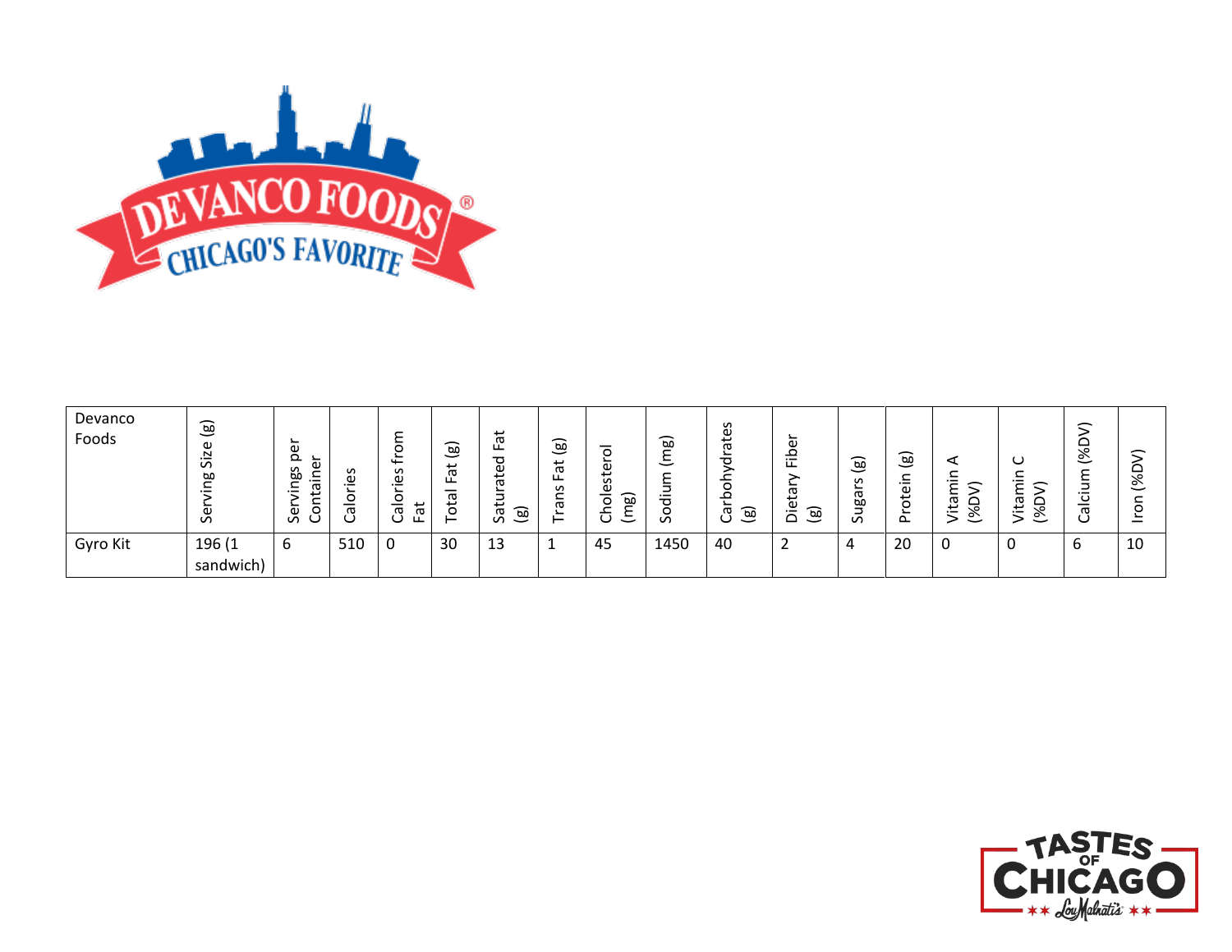| Devanco Foods | Serving Size (g) | Servings per Container | Calories | Calories from Fat | Total Fat (g) | Saturated Fat (g) | Trans Fat (g) | Cholesterol (mg) | Sodium (mg) | Carbohydrates (g) | Dietary Fiber (g) | Sugars (g) | Protein (g) | Vitamin A (%DV) | Vitamin C (%DV) | Calcium (%DV) | Iron (%DV) |
|---|---|---|---|---|---|---|---|---|---|---|---|---|---|---|---|---|---|
| Gyro Kit | 196 (1 sandwich) | 6 | 510 | 0 | 30 | 13 | 1 | 45 | 1450 | 40 | 2 | 4 | 20 | 0 | 0 | 6 | 10 |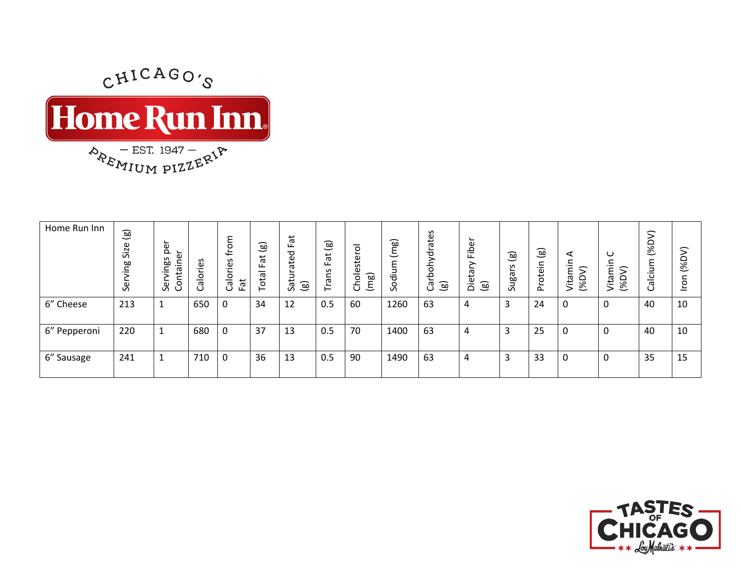| Home Run Inn | Serving Size (g) | Servings per Container | Calories | Calories from Fat | Total Fat (g) | Saturated Fat (g) | Trans Fat (g) | Cholesterol (mg) | Sodium (mg) | Carbohydrates (g) | Dietary Fiber (g) | Sugars (g) | Protein (g) | Vitamin A (%DV) | Vitamin C (%DV) | Calcium (%DV) | Iron (%DV) |
|---|---|---|---|---|---|---|---|---|---|---|---|---|---|---|---|---|---|
| 6” Cheese | 213 | 1 | 650 | 0 | 34 | 12 | 0.5 | 60 | 1260 | 63 | 4 | 3 | 24 | 0 | 0 | 40 | 10 |
| 6” Pepperoni | 220 | 1 | 680 | 0 | 37 | 13 | 0.5 | 70 | 1400 | 63 | 4 | 3 | 25 | 0 | 0 | 40 | 10 |
| 6” Sausage | 241 | 1 | 710 | 0 | 36 | 13 | 0.5 | 90 | 1490 | 63 | 4 | 3 | 33 | 0 | 0 | 35 | 15 |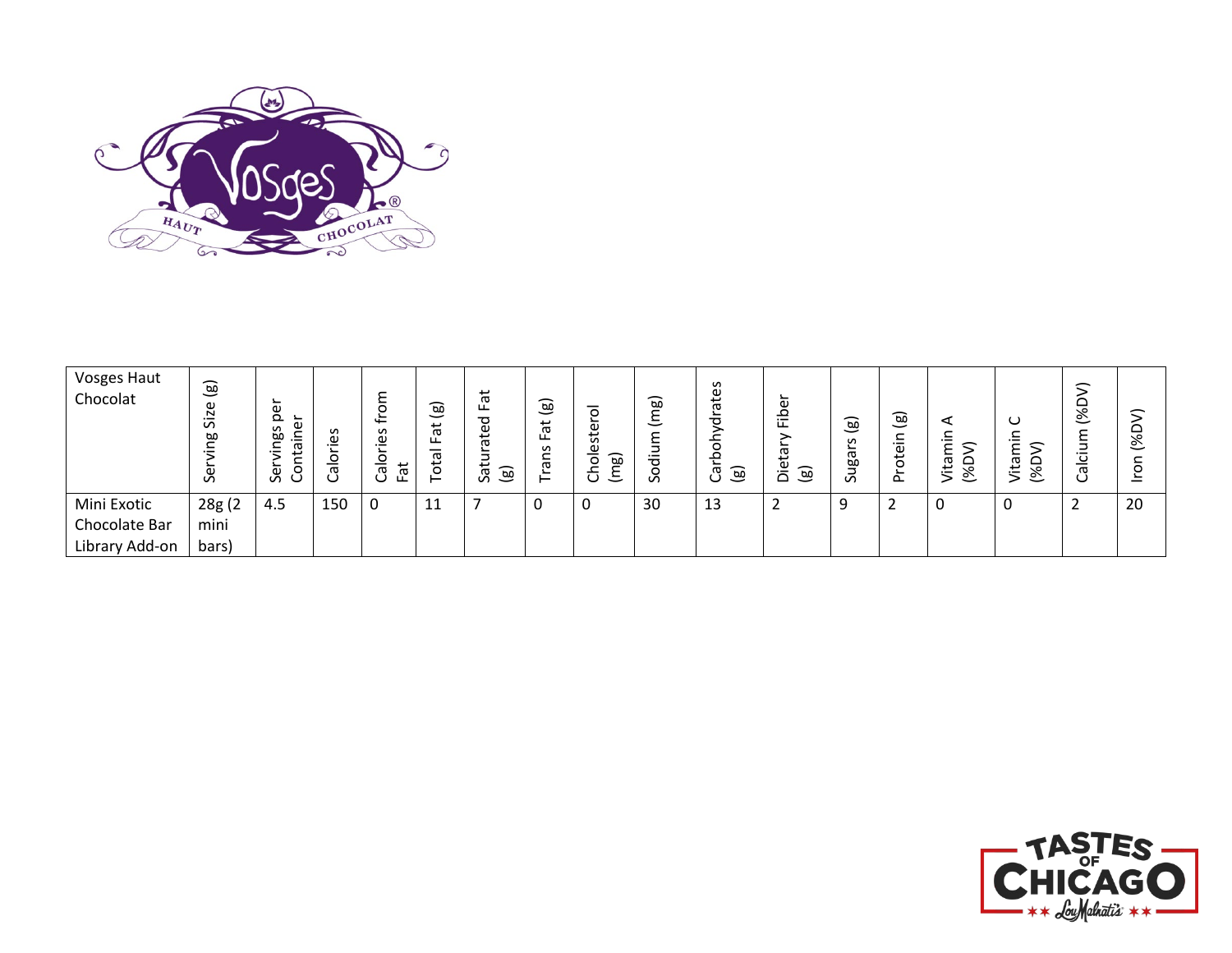| Vosges Haut Chocolat | Serving Size (g) | Servings per Container | Calories | Calories from Fat | Total Fat (g) | Saturated Fat (g) | Trans Fat (g) | Cholesterol (mg) | Sodium (mg) | Carbohydrates (g) | Dietary Fiber (g) | Sugars (g) | Protein (g) | Vitamin A (%DV) | Vitamin C (%DV) | Calcium (%DV) | Iron (%DV) |
|---|---|---|---|---|---|---|---|---|---|---|---|---|---|---|---|---|---|
| Mini Exotic Chocolate Bar Library Add-on | 28g (2 mini bars) | 4.5 | 150 | 0 | 11 | 7 | 0 | 0 | 30 | 13 | 2 | 9 | 2 | 0 | 0 | 2 | 20 |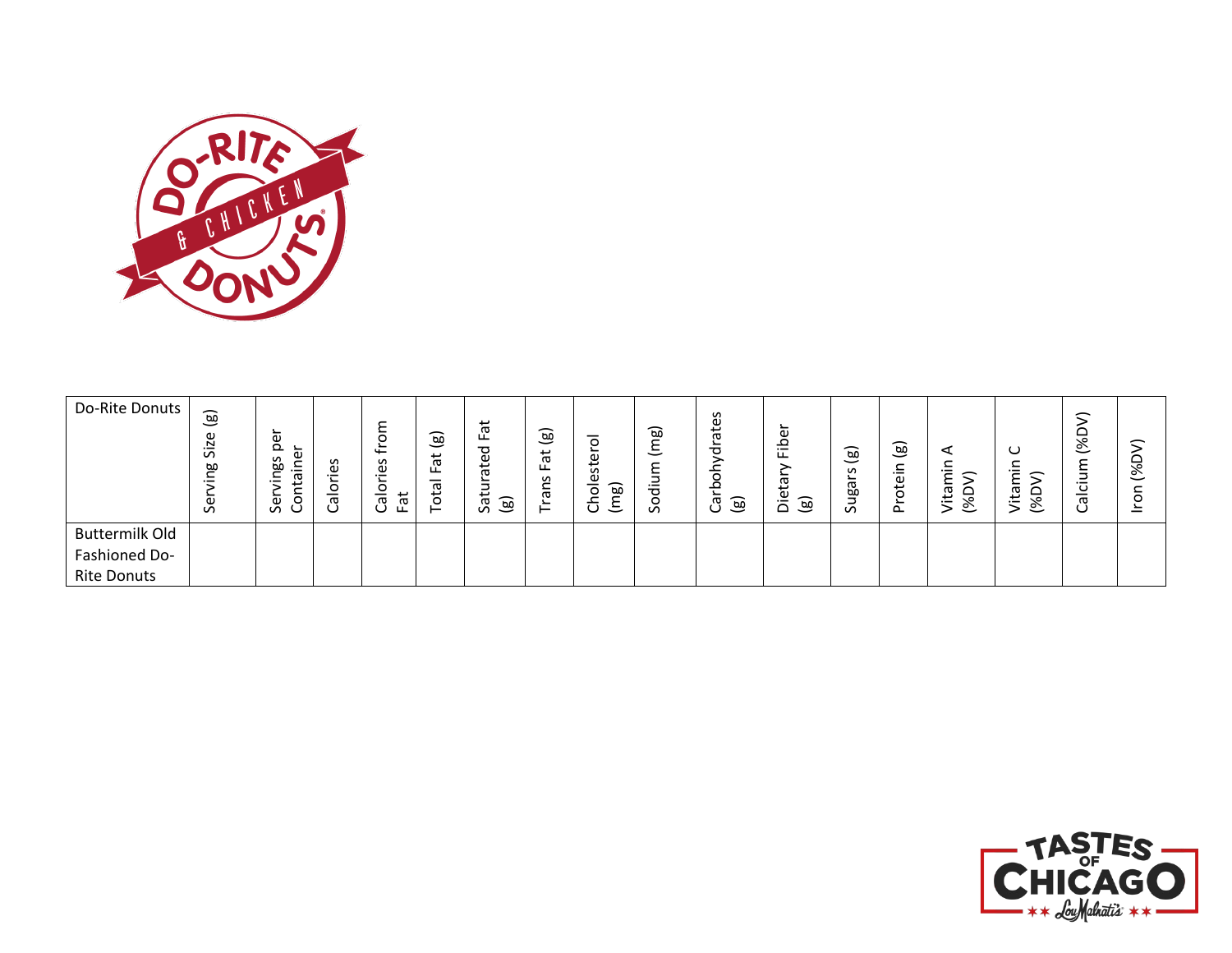| Do-Rite Donuts | Serving Size (g) | Servings per Container | Calories | Calories from Fat | Total Fat (g) | Saturated Fat (g) | Trans Fat (g) | Cholesterol (mg) | Sodium (mg) | Carbohydrates (g) | Dietary Fiber (g) | Sugars (g) | Protein (g) | Vitamin A (%DV) | Vitamin C (%DV) | Calcium (%DV) | Iron (%DV) |
|---|---|---|---|---|---|---|---|---|---|---|---|---|---|---|---|---|---|
| Buttermilk Old Fashioned Do-Rite Donuts | | | | | | | | | | | | | | | | | |